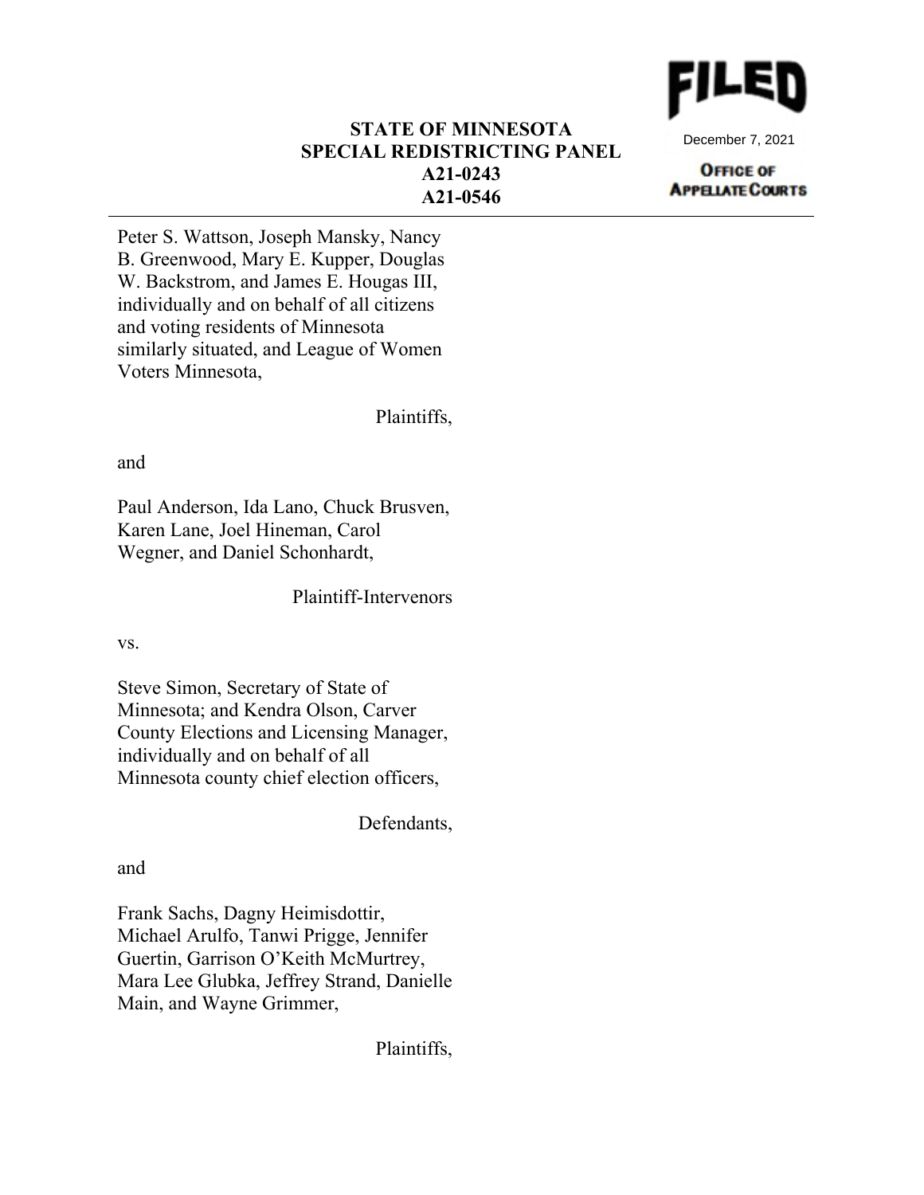FILED

December 7, 2021

OFFICE OF APPELLATE COURTS

**STATE OF MINNESOTA**
**SPECIAL REDISTRICTING PANEL**
**A21-0243**
**A21-0546**

---

Peter S. Wattson, Joseph Mansky, Nancy B. Greenwood, Mary E. Kupper, Douglas W. Backstrom, and James E. Hougas III, individually and on behalf of all citizens and voting residents of Minnesota similarly situated, and League of Women Voters Minnesota,

Plaintiffs,

and

Paul Anderson, Ida Lano, Chuck Brusven, Karen Lane, Joel Hineman, Carol Wegner, and Daniel Schonhardt,

Plaintiff-Intervenors

vs.

Steve Simon, Secretary of State of Minnesota; and Kendra Olson, Carver County Elections and Licensing Manager, individually and on behalf of all Minnesota county chief election officers,

Defendants,

and

Frank Sachs, Dagny Heimisdottir, Michael Arulfo, Tanwi Prigge, Jennifer Guertin, Garrison O'Keith McMurtrey, Mara Lee Glubka, Jeffrey Strand, Danielle Main, and Wayne Grimmer,

Plaintiffs,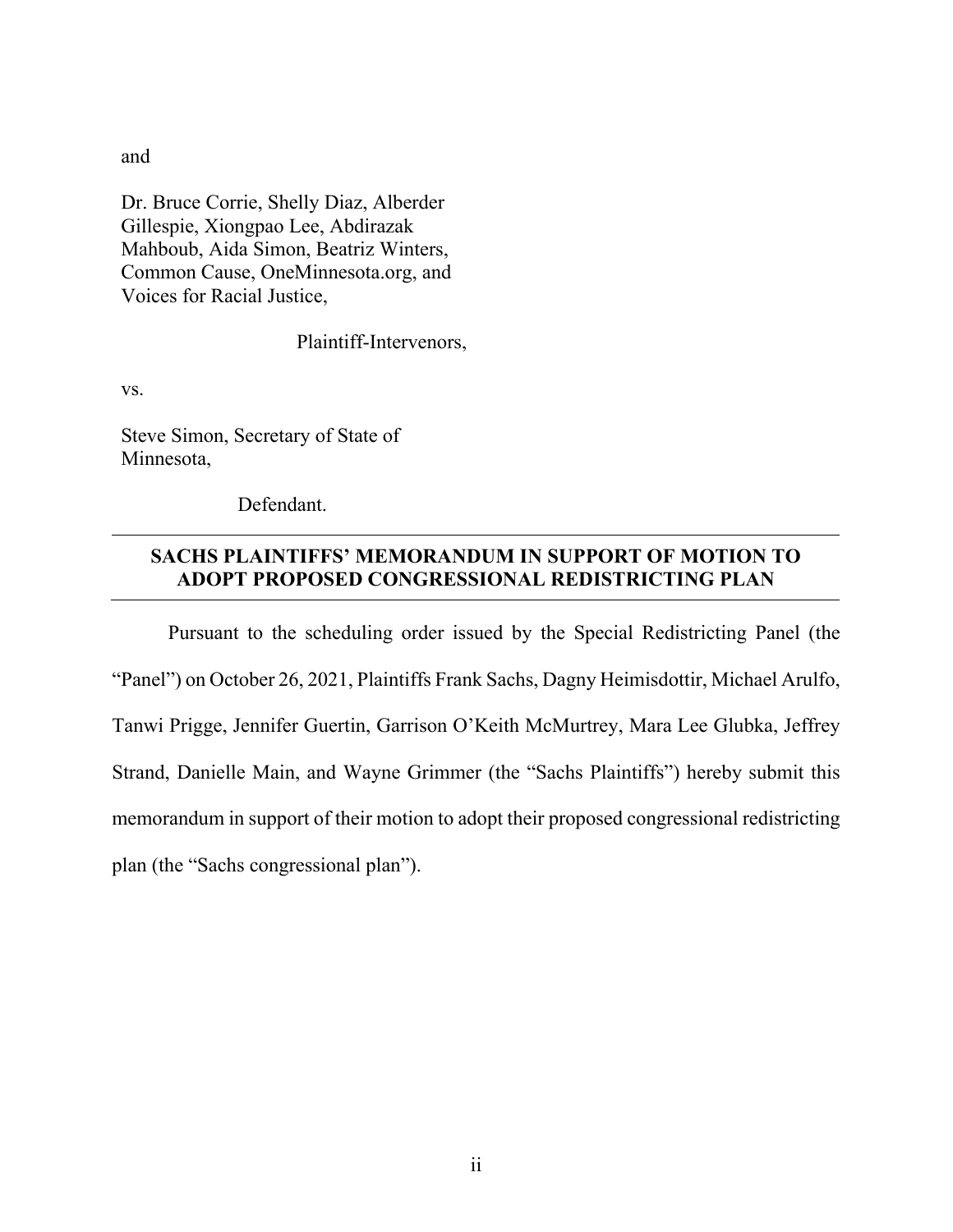and

Dr. Bruce Corrie, Shelly Diaz, Alberder Gillespie, Xiongpao Lee, Abdirazak Mahboub, Aida Simon, Beatriz Winters, Common Cause, OneMinnesota.org, and Voices for Racial Justice,

Plaintiff-Intervenors,

vs.

Steve Simon, Secretary of State of Minnesota,

Defendant.

---

**SACHS PLAINTIFFS' MEMORANDUM IN SUPPORT OF MOTION TO ADOPT PROPOSED CONGRESSIONAL REDISTRICTING PLAN**

---

Pursuant to the scheduling order issued by the Special Redistricting Panel (the "Panel") on October 26, 2021, Plaintiffs Frank Sachs, Dagny Heimisdottir, Michael Arulfo, Tanwi Prigge, Jennifer Guertin, Garrison O'Keith McMurtrey, Mara Lee Glubka, Jeffrey Strand, Danielle Main, and Wayne Grimmer (the "Sachs Plaintiffs") hereby submit this memorandum in support of their motion to adopt their proposed congressional redistricting plan (the "Sachs congressional plan").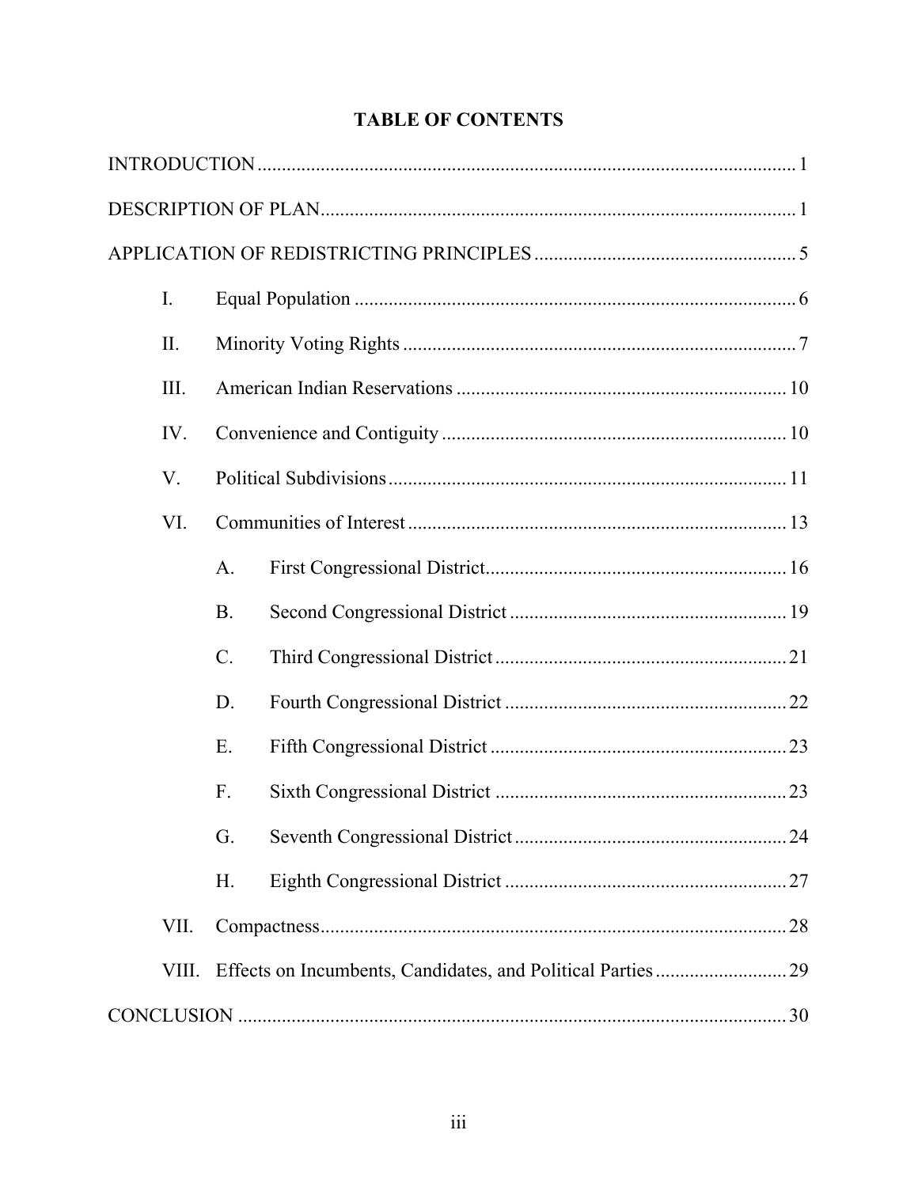# TABLE OF CONTENTS

INTRODUCTION ..... 1

DESCRIPTION OF PLAN ..... 1

APPLICATION OF REDISTRICTING PRINCIPLES ..... 5

- I. Equal Population ..... 6
- II. Minority Voting Rights ..... 7
- III. American Indian Reservations ..... 10
- IV. Convenience and Contiguity ..... 10
- V. Political Subdivisions ..... 11
- VI. Communities of Interest ..... 13
  - A. First Congressional District ..... 16
  - B. Second Congressional District ..... 19
  - C. Third Congressional District ..... 21
  - D. Fourth Congressional District ..... 22
  - E. Fifth Congressional District ..... 23
  - F. Sixth Congressional District ..... 23
  - G. Seventh Congressional District ..... 24
  - H. Eighth Congressional District ..... 27
- VII. Compactness ..... 28
- VIII. Effects on Incumbents, Candidates, and Political Parties ..... 29

CONCLUSION ..... 30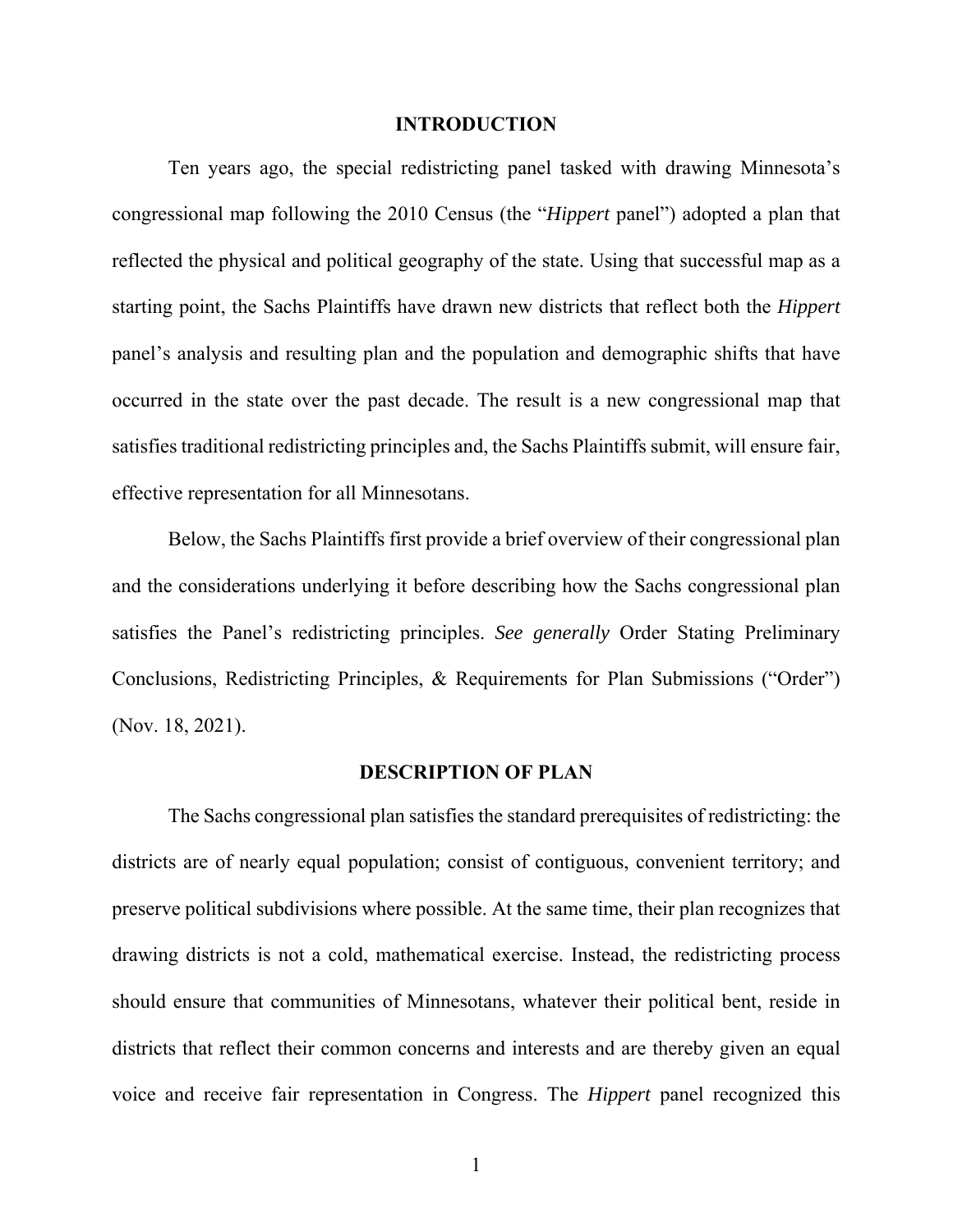## INTRODUCTION

Ten years ago, the special redistricting panel tasked with drawing Minnesota's congressional map following the 2010 Census (the "*Hippert* panel") adopted a plan that reflected the physical and political geography of the state. Using that successful map as a starting point, the Sachs Plaintiffs have drawn new districts that reflect both the *Hippert* panel's analysis and resulting plan and the population and demographic shifts that have occurred in the state over the past decade. The result is a new congressional map that satisfies traditional redistricting principles and, the Sachs Plaintiffs submit, will ensure fair, effective representation for all Minnesotans.

Below, the Sachs Plaintiffs first provide a brief overview of their congressional plan and the considerations underlying it before describing how the Sachs congressional plan satisfies the Panel's redistricting principles. *See generally* Order Stating Preliminary Conclusions, Redistricting Principles, & Requirements for Plan Submissions ("Order") (Nov. 18, 2021).

## DESCRIPTION OF PLAN

The Sachs congressional plan satisfies the standard prerequisites of redistricting: the districts are of nearly equal population; consist of contiguous, convenient territory; and preserve political subdivisions where possible. At the same time, their plan recognizes that drawing districts is not a cold, mathematical exercise. Instead, the redistricting process should ensure that communities of Minnesotans, whatever their political bent, reside in districts that reflect their common concerns and interests and are thereby given an equal voice and receive fair representation in Congress. The *Hippert* panel recognized this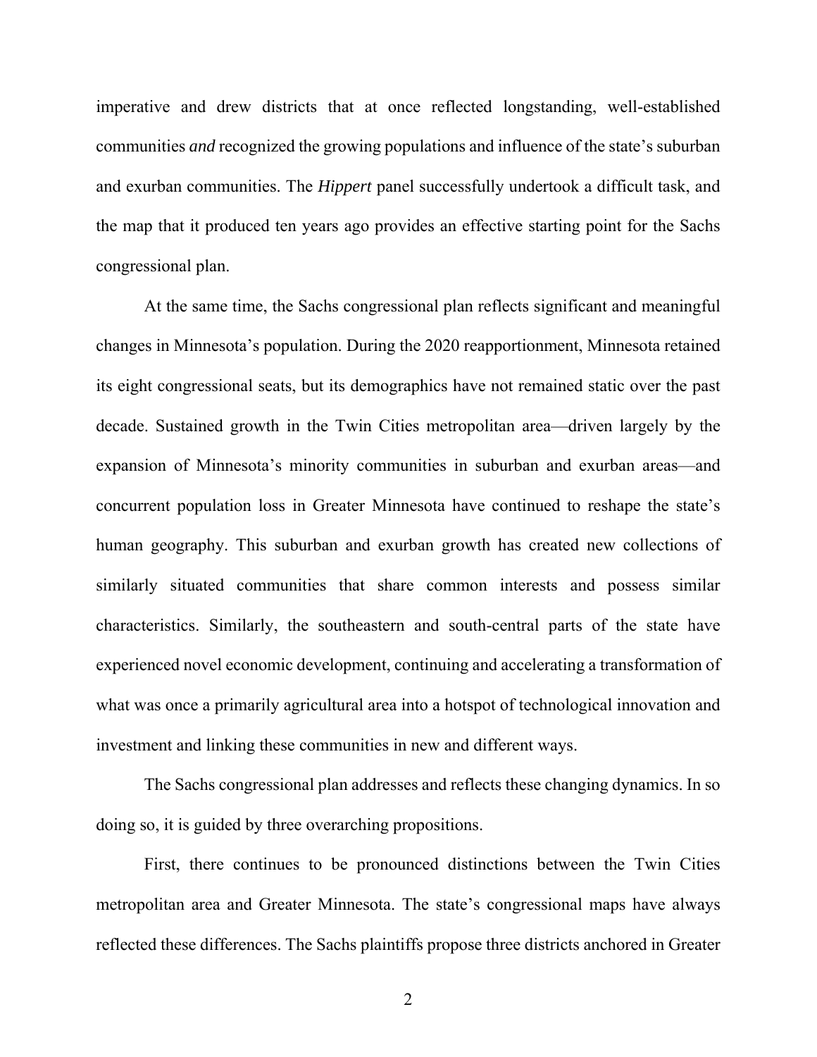imperative and drew districts that at once reflected longstanding, well-established communities *and* recognized the growing populations and influence of the state's suburban and exurban communities. The *Hippert* panel successfully undertook a difficult task, and the map that it produced ten years ago provides an effective starting point for the Sachs congressional plan.

At the same time, the Sachs congressional plan reflects significant and meaningful changes in Minnesota's population. During the 2020 reapportionment, Minnesota retained its eight congressional seats, but its demographics have not remained static over the past decade. Sustained growth in the Twin Cities metropolitan area—driven largely by the expansion of Minnesota's minority communities in suburban and exurban areas—and concurrent population loss in Greater Minnesota have continued to reshape the state's human geography. This suburban and exurban growth has created new collections of similarly situated communities that share common interests and possess similar characteristics. Similarly, the southeastern and south-central parts of the state have experienced novel economic development, continuing and accelerating a transformation of what was once a primarily agricultural area into a hotspot of technological innovation and investment and linking these communities in new and different ways.

The Sachs congressional plan addresses and reflects these changing dynamics. In so doing so, it is guided by three overarching propositions.

First, there continues to be pronounced distinctions between the Twin Cities metropolitan area and Greater Minnesota. The state's congressional maps have always reflected these differences. The Sachs plaintiffs propose three districts anchored in Greater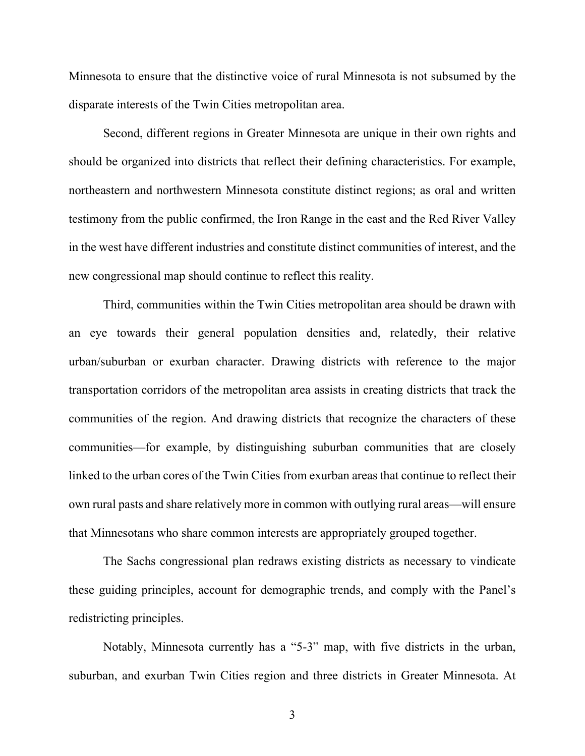Minnesota to ensure that the distinctive voice of rural Minnesota is not subsumed by the disparate interests of the Twin Cities metropolitan area.

Second, different regions in Greater Minnesota are unique in their own rights and should be organized into districts that reflect their defining characteristics. For example, northeastern and northwestern Minnesota constitute distinct regions; as oral and written testimony from the public confirmed, the Iron Range in the east and the Red River Valley in the west have different industries and constitute distinct communities of interest, and the new congressional map should continue to reflect this reality.

Third, communities within the Twin Cities metropolitan area should be drawn with an eye towards their general population densities and, relatedly, their relative urban/suburban or exurban character. Drawing districts with reference to the major transportation corridors of the metropolitan area assists in creating districts that track the communities of the region. And drawing districts that recognize the characters of these communities—for example, by distinguishing suburban communities that are closely linked to the urban cores of the Twin Cities from exurban areas that continue to reflect their own rural pasts and share relatively more in common with outlying rural areas—will ensure that Minnesotans who share common interests are appropriately grouped together.

The Sachs congressional plan redraws existing districts as necessary to vindicate these guiding principles, account for demographic trends, and comply with the Panel's redistricting principles.

Notably, Minnesota currently has a "5-3" map, with five districts in the urban, suburban, and exurban Twin Cities region and three districts in Greater Minnesota. At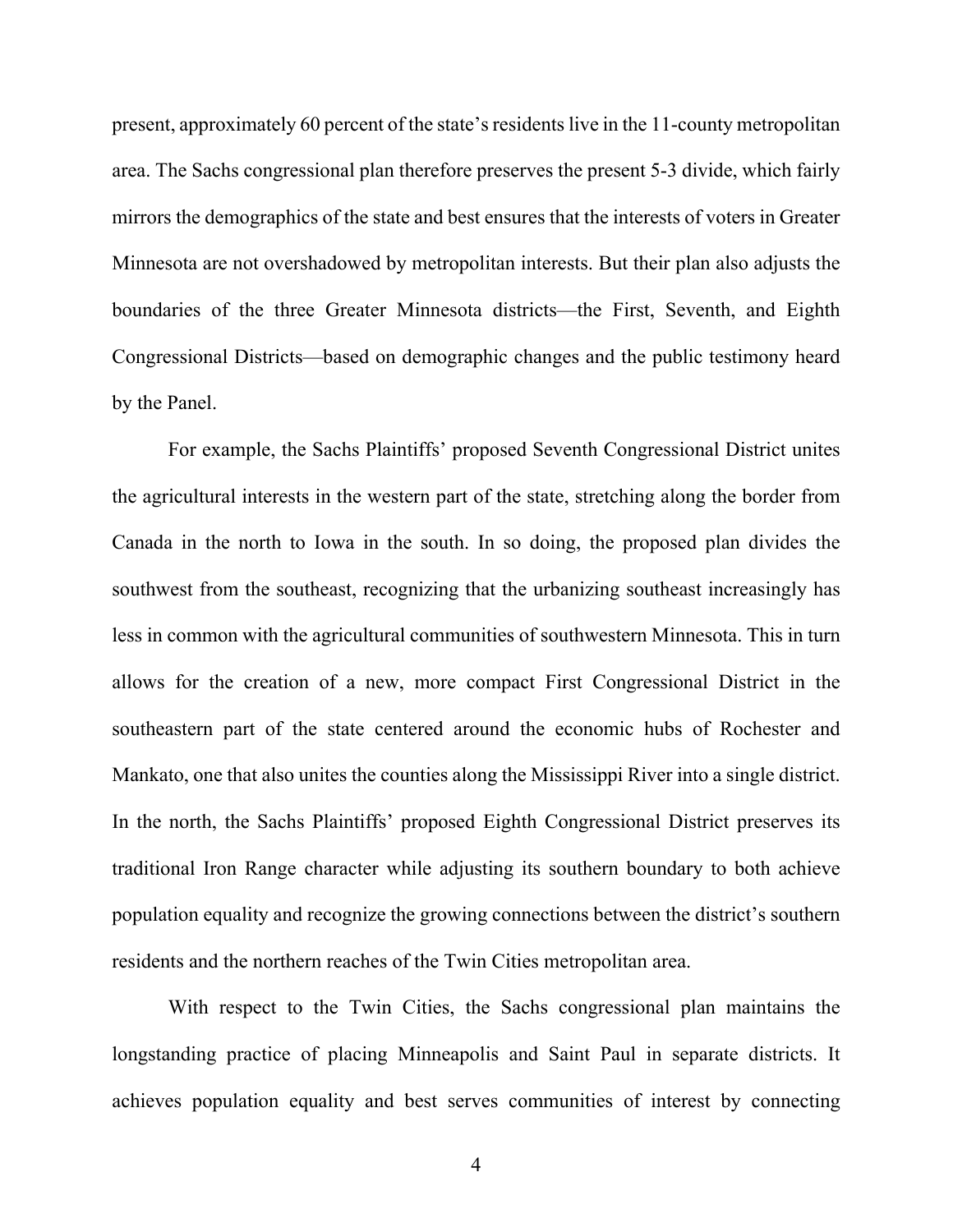present, approximately 60 percent of the state's residents live in the 11-county metropolitan area. The Sachs congressional plan therefore preserves the present 5-3 divide, which fairly mirrors the demographics of the state and best ensures that the interests of voters in Greater Minnesota are not overshadowed by metropolitan interests. But their plan also adjusts the boundaries of the three Greater Minnesota districts—the First, Seventh, and Eighth Congressional Districts—based on demographic changes and the public testimony heard by the Panel.

For example, the Sachs Plaintiffs' proposed Seventh Congressional District unites the agricultural interests in the western part of the state, stretching along the border from Canada in the north to Iowa in the south. In so doing, the proposed plan divides the southwest from the southeast, recognizing that the urbanizing southeast increasingly has less in common with the agricultural communities of southwestern Minnesota. This in turn allows for the creation of a new, more compact First Congressional District in the southeastern part of the state centered around the economic hubs of Rochester and Mankato, one that also unites the counties along the Mississippi River into a single district. In the north, the Sachs Plaintiffs' proposed Eighth Congressional District preserves its traditional Iron Range character while adjusting its southern boundary to both achieve population equality and recognize the growing connections between the district's southern residents and the northern reaches of the Twin Cities metropolitan area.

With respect to the Twin Cities, the Sachs congressional plan maintains the longstanding practice of placing Minneapolis and Saint Paul in separate districts. It achieves population equality and best serves communities of interest by connecting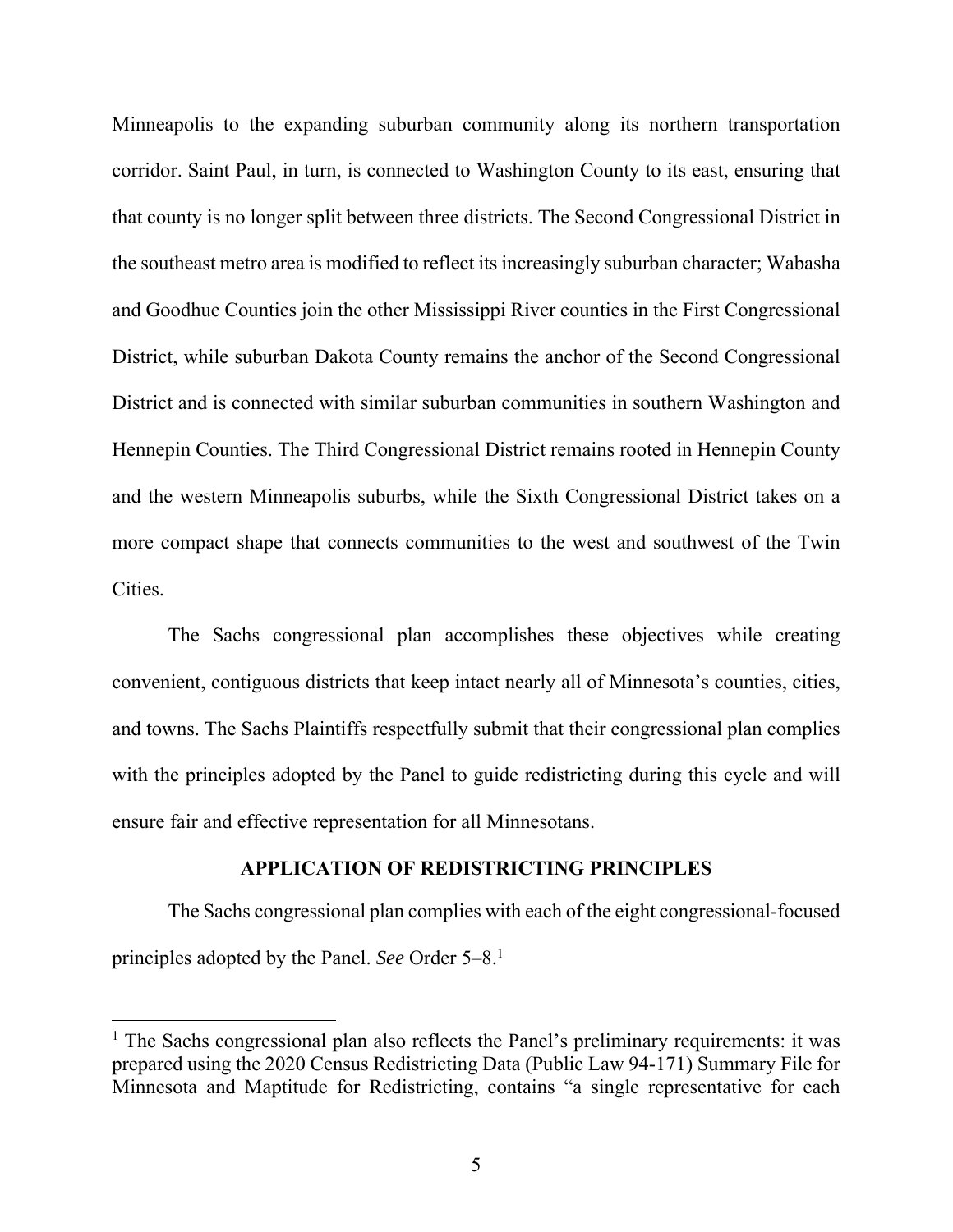Minneapolis to the expanding suburban community along its northern transportation corridor. Saint Paul, in turn, is connected to Washington County to its east, ensuring that that county is no longer split between three districts. The Second Congressional District in the southeast metro area is modified to reflect its increasingly suburban character; Wabasha and Goodhue Counties join the other Mississippi River counties in the First Congressional District, while suburban Dakota County remains the anchor of the Second Congressional District and is connected with similar suburban communities in southern Washington and Hennepin Counties. The Third Congressional District remains rooted in Hennepin County and the western Minneapolis suburbs, while the Sixth Congressional District takes on a more compact shape that connects communities to the west and southwest of the Twin Cities.

The Sachs congressional plan accomplishes these objectives while creating convenient, contiguous districts that keep intact nearly all of Minnesota's counties, cities, and towns. The Sachs Plaintiffs respectfully submit that their congressional plan complies with the principles adopted by the Panel to guide redistricting during this cycle and will ensure fair and effective representation for all Minnesotans.

## APPLICATION OF REDISTRICTING PRINCIPLES

The Sachs congressional plan complies with each of the eight congressional-focused principles adopted by the Panel. *See* Order 5–8.[1]

[1] The Sachs congressional plan also reflects the Panel's preliminary requirements: it was prepared using the 2020 Census Redistricting Data (Public Law 94-171) Summary File for Minnesota and Maptitude for Redistricting, contains "a single representative for each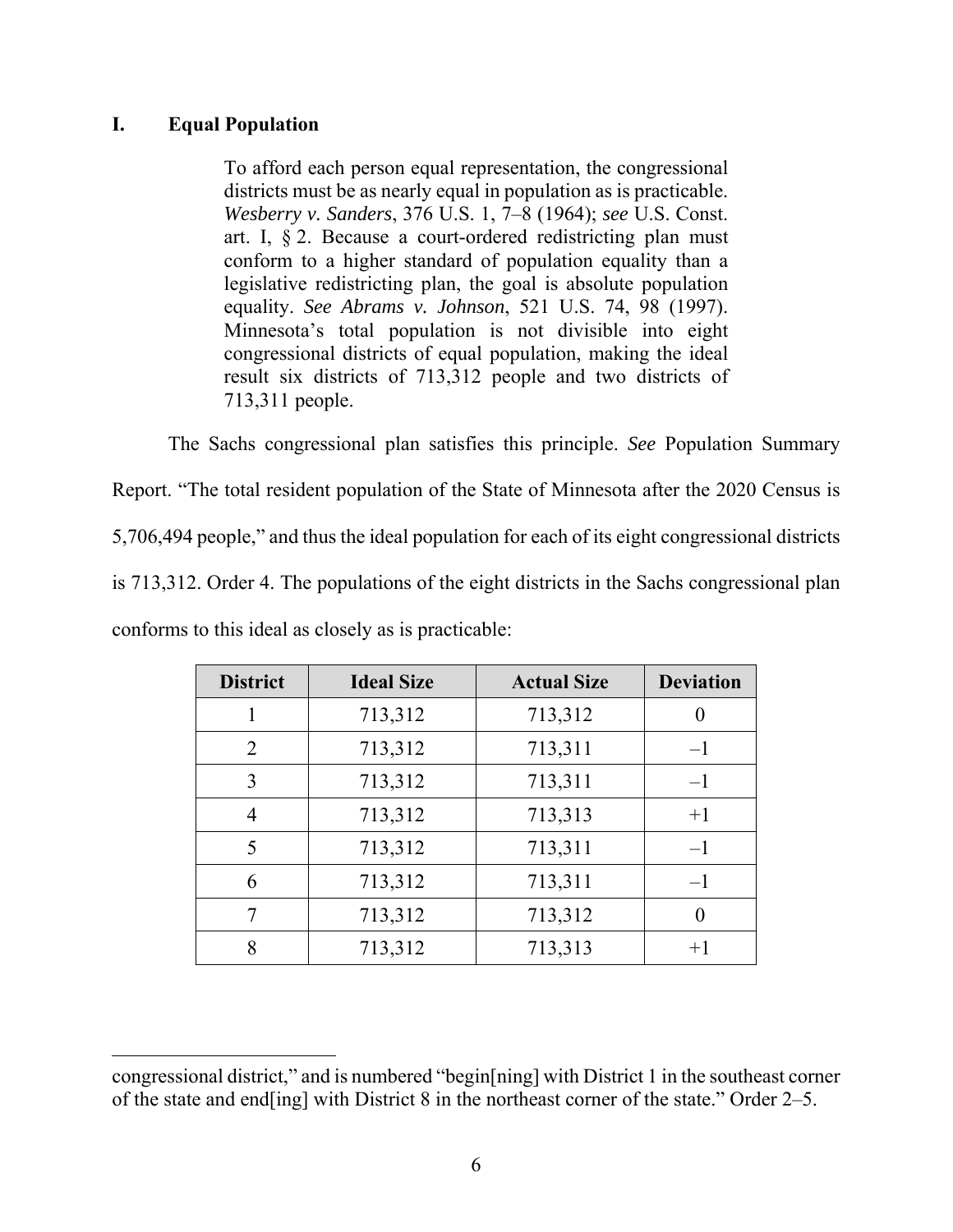## I. Equal Population

> To afford each person equal representation, the congressional districts must be as nearly equal in population as is practicable. *Wesberry v. Sanders*, 376 U.S. 1, 7–8 (1964); *see* U.S. Const. art. I, § 2. Because a court-ordered redistricting plan must conform to a higher standard of population equality than a legislative redistricting plan, the goal is absolute population equality. *See Abrams v. Johnson*, 521 U.S. 74, 98 (1997). Minnesota's total population is not divisible into eight congressional districts of equal population, making the ideal result six districts of 713,312 people and two districts of 713,311 people.

The Sachs congressional plan satisfies this principle. *See* Population Summary Report. "The total resident population of the State of Minnesota after the 2020 Census is 5,706,494 people," and thus the ideal population for each of its eight congressional districts is 713,312. Order 4. The populations of the eight districts in the Sachs congressional plan conforms to this ideal as closely as is practicable:

| District | Ideal Size | Actual Size | Deviation |
|---|---|---|---|
| 1 | 713,312 | 713,312 | 0 |
| 2 | 713,312 | 713,311 | –1 |
| 3 | 713,312 | 713,311 | –1 |
| 4 | 713,312 | 713,313 | +1 |
| 5 | 713,312 | 713,311 | –1 |
| 6 | 713,312 | 713,311 | –1 |
| 7 | 713,312 | 713,312 | 0 |
| 8 | 713,312 | 713,313 | +1 |

---

congressional district," and is numbered "begin[ning] with District 1 in the southeast corner of the state and end[ing] with District 8 in the northeast corner of the state." Order 2–5.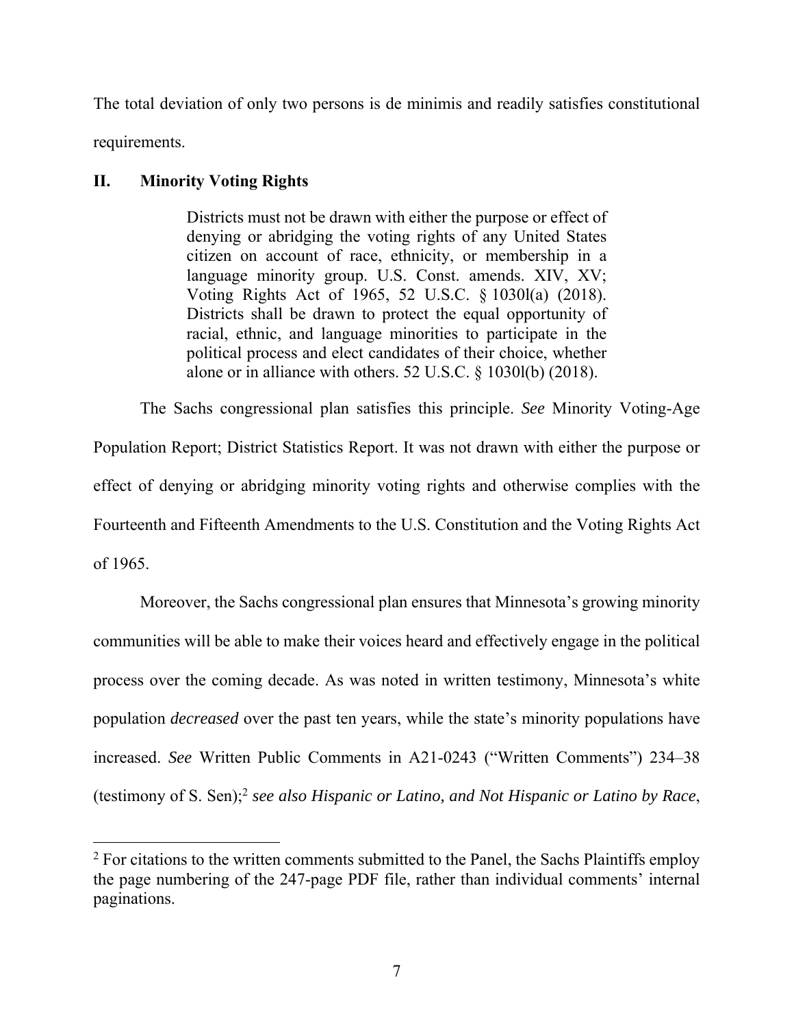The total deviation of only two persons is de minimis and readily satisfies constitutional requirements.

## II. Minority Voting Rights

> Districts must not be drawn with either the purpose or effect of denying or abridging the voting rights of any United States citizen on account of race, ethnicity, or membership in a language minority group. U.S. Const. amends. XIV, XV; Voting Rights Act of 1965, 52 U.S.C. § 1030l(a) (2018). Districts shall be drawn to protect the equal opportunity of racial, ethnic, and language minorities to participate in the political process and elect candidates of their choice, whether alone or in alliance with others. 52 U.S.C. § 1030l(b) (2018).

The Sachs congressional plan satisfies this principle. *See* Minority Voting-Age Population Report; District Statistics Report. It was not drawn with either the purpose or effect of denying or abridging minority voting rights and otherwise complies with the Fourteenth and Fifteenth Amendments to the U.S. Constitution and the Voting Rights Act of 1965.

Moreover, the Sachs congressional plan ensures that Minnesota's growing minority communities will be able to make their voices heard and effectively engage in the political process over the coming decade. As was noted in written testimony, Minnesota's white population *decreased* over the past ten years, while the state's minority populations have increased. *See* Written Public Comments in A21-0243 ("Written Comments") 234–38 (testimony of S. Sen);[2] *see also Hispanic or Latino, and Not Hispanic or Latino by Race*,

[2] For citations to the written comments submitted to the Panel, the Sachs Plaintiffs employ the page numbering of the 247-page PDF file, rather than individual comments' internal paginations.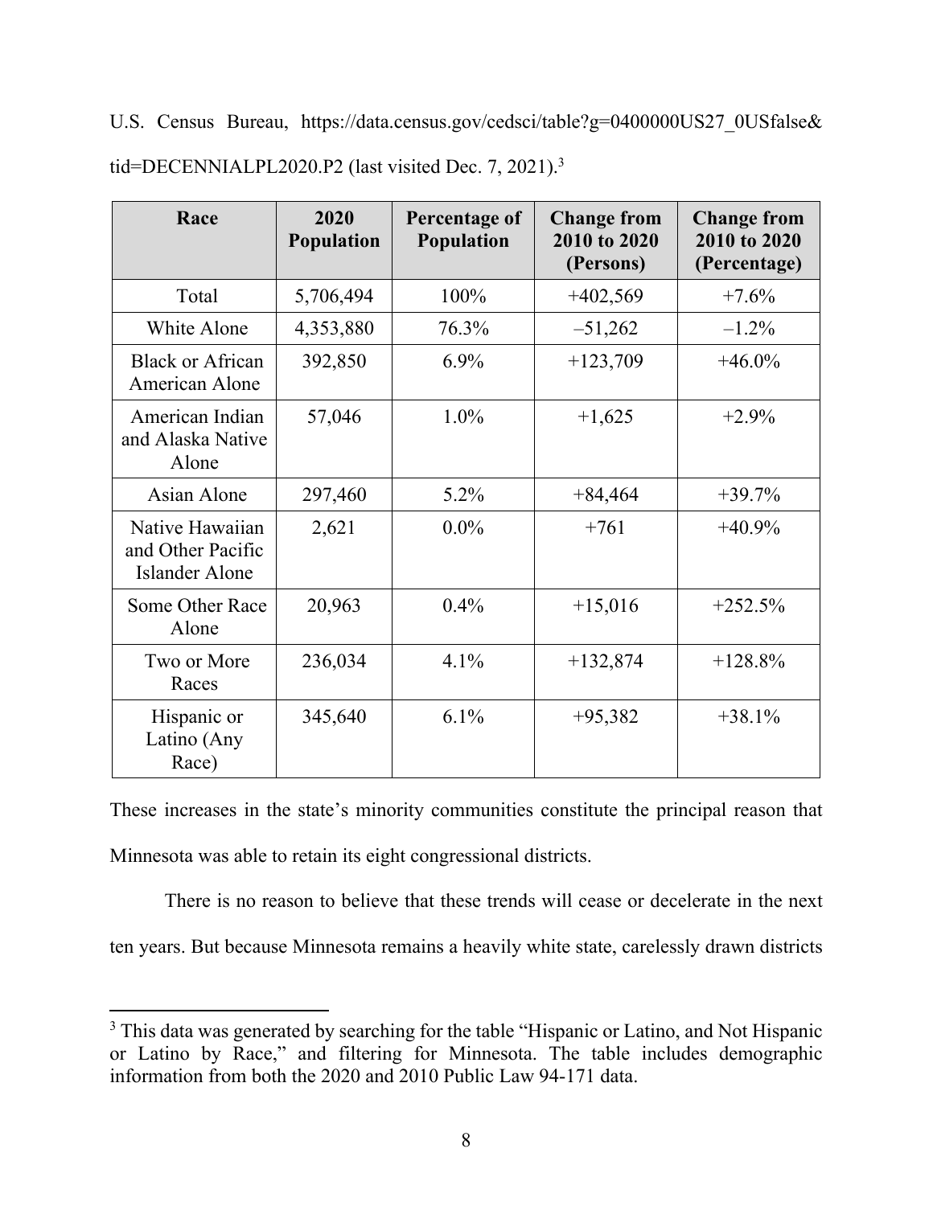U.S. Census Bureau, https://data.census.gov/cedsci/table?g=0400000US27_0USfalse&tid=DECENNIALPL2020.P2 (last visited Dec. 7, 2021).[3]

| Race | 2020 Population | Percentage of Population | Change from 2010 to 2020 (Persons) | Change from 2010 to 2020 (Percentage) |
|---|---|---|---|---|
| Total | 5,706,494 | 100% | +402,569 | +7.6% |
| White Alone | 4,353,880 | 76.3% | –51,262 | –1.2% |
| Black or African American Alone | 392,850 | 6.9% | +123,709 | +46.0% |
| American Indian and Alaska Native Alone | 57,046 | 1.0% | +1,625 | +2.9% |
| Asian Alone | 297,460 | 5.2% | +84,464 | +39.7% |
| Native Hawaiian and Other Pacific Islander Alone | 2,621 | 0.0% | +761 | +40.9% |
| Some Other Race Alone | 20,963 | 0.4% | +15,016 | +252.5% |
| Two or More Races | 236,034 | 4.1% | +132,874 | +128.8% |
| Hispanic or Latino (Any Race) | 345,640 | 6.1% | +95,382 | +38.1% |

These increases in the state's minority communities constitute the principal reason that Minnesota was able to retain its eight congressional districts.

There is no reason to believe that these trends will cease or decelerate in the next ten years. But because Minnesota remains a heavily white state, carelessly drawn districts

[3] This data was generated by searching for the table "Hispanic or Latino, and Not Hispanic or Latino by Race," and filtering for Minnesota. The table includes demographic information from both the 2020 and 2010 Public Law 94-171 data.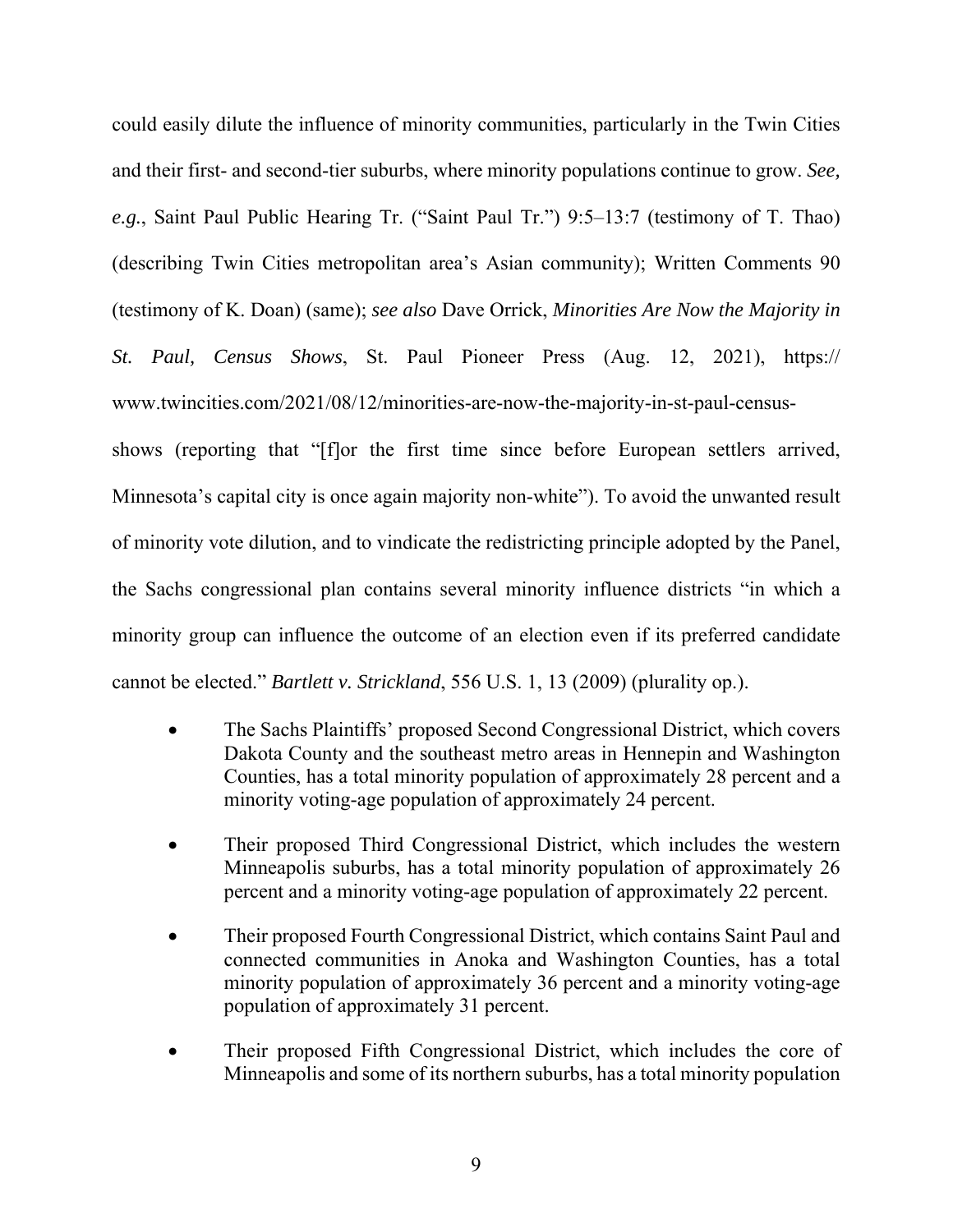could easily dilute the influence of minority communities, particularly in the Twin Cities and their first- and second-tier suburbs, where minority populations continue to grow. *See, e.g.*, Saint Paul Public Hearing Tr. ("Saint Paul Tr.") 9:5–13:7 (testimony of T. Thao) (describing Twin Cities metropolitan area's Asian community); Written Comments 90 (testimony of K. Doan) (same); *see also* Dave Orrick, *Minorities Are Now the Majority in St. Paul, Census Shows*, St. Paul Pioneer Press (Aug. 12, 2021), https://www.twincities.com/2021/08/12/minorities-are-now-the-majority-in-st-paul-census-shows (reporting that "[f]or the first time since before European settlers arrived, Minnesota's capital city is once again majority non-white"). To avoid the unwanted result of minority vote dilution, and to vindicate the redistricting principle adopted by the Panel, the Sachs congressional plan contains several minority influence districts "in which a minority group can influence the outcome of an election even if its preferred candidate cannot be elected." *Bartlett v. Strickland*, 556 U.S. 1, 13 (2009) (plurality op.).

- The Sachs Plaintiffs' proposed Second Congressional District, which covers Dakota County and the southeast metro areas in Hennepin and Washington Counties, has a total minority population of approximately 28 percent and a minority voting-age population of approximately 24 percent.

- Their proposed Third Congressional District, which includes the western Minneapolis suburbs, has a total minority population of approximately 26 percent and a minority voting-age population of approximately 22 percent.

- Their proposed Fourth Congressional District, which contains Saint Paul and connected communities in Anoka and Washington Counties, has a total minority population of approximately 36 percent and a minority voting-age population of approximately 31 percent.

- Their proposed Fifth Congressional District, which includes the core of Minneapolis and some of its northern suburbs, has a total minority population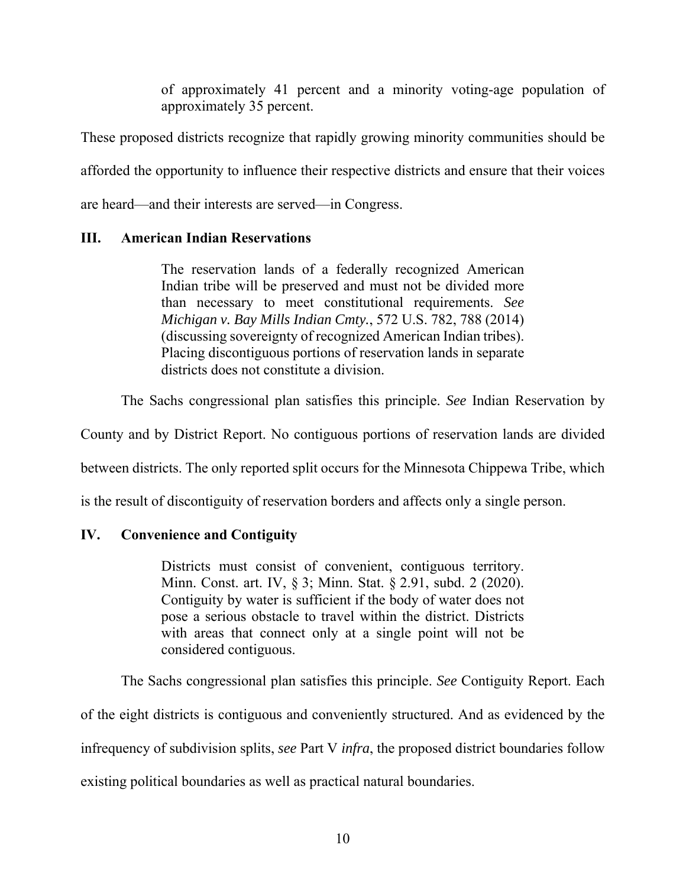> of approximately 41 percent and a minority voting-age population of approximately 35 percent.

These proposed districts recognize that rapidly growing minority communities should be afforded the opportunity to influence their respective districts and ensure that their voices are heard—and their interests are served—in Congress.

## III. American Indian Reservations

> The reservation lands of a federally recognized American Indian tribe will be preserved and must not be divided more than necessary to meet constitutional requirements. *See Michigan v. Bay Mills Indian Cmty.*, 572 U.S. 782, 788 (2014) (discussing sovereignty of recognized American Indian tribes). Placing discontiguous portions of reservation lands in separate districts does not constitute a division.

The Sachs congressional plan satisfies this principle. *See* Indian Reservation by County and by District Report. No contiguous portions of reservation lands are divided between districts. The only reported split occurs for the Minnesota Chippewa Tribe, which is the result of discontiguity of reservation borders and affects only a single person.

## IV. Convenience and Contiguity

> Districts must consist of convenient, contiguous territory. Minn. Const. art. IV, § 3; Minn. Stat. § 2.91, subd. 2 (2020). Contiguity by water is sufficient if the body of water does not pose a serious obstacle to travel within the district. Districts with areas that connect only at a single point will not be considered contiguous.

The Sachs congressional plan satisfies this principle. *See* Contiguity Report. Each of the eight districts is contiguous and conveniently structured. And as evidenced by the infrequency of subdivision splits, *see* Part V *infra*, the proposed district boundaries follow existing political boundaries as well as practical natural boundaries.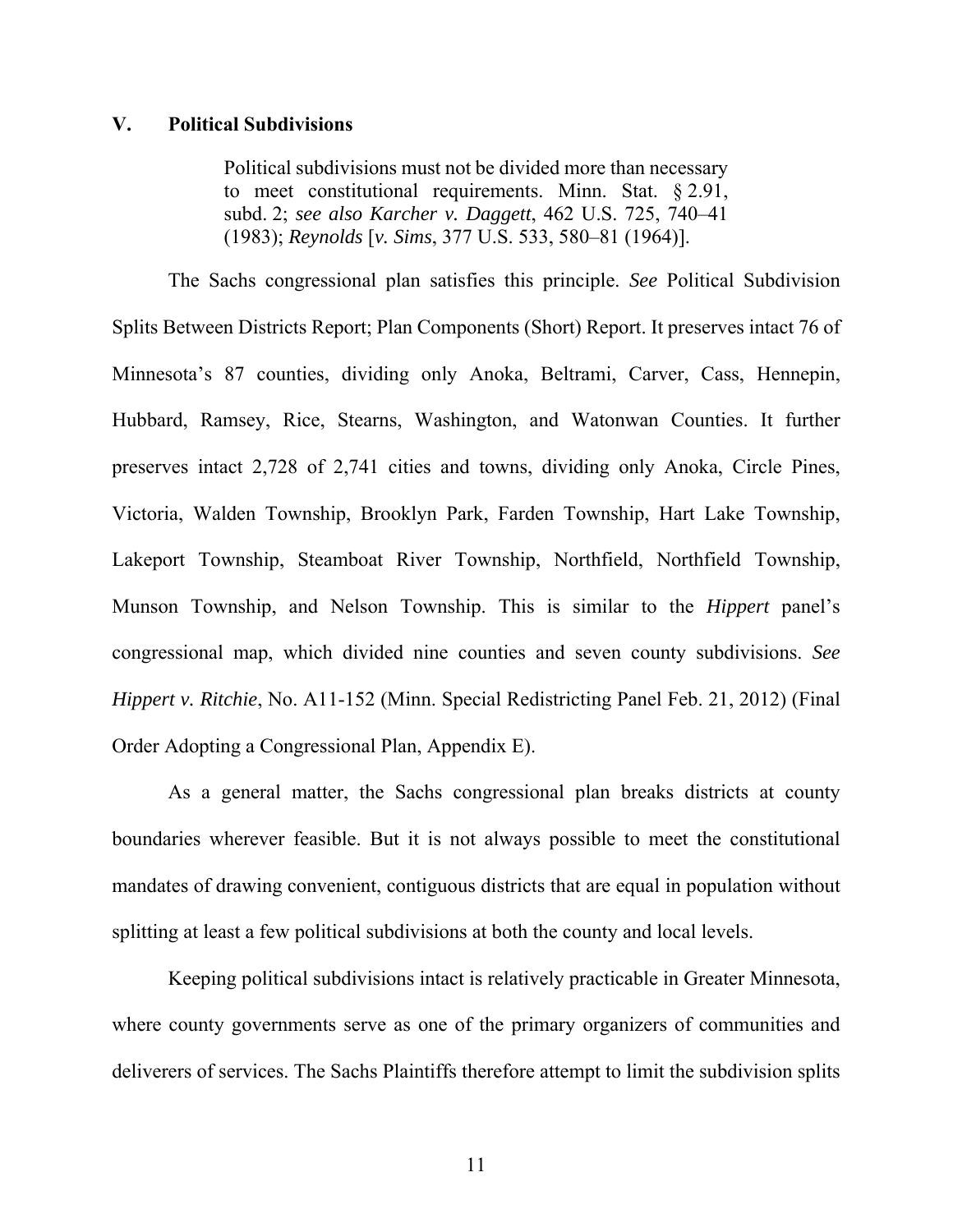## V. Political Subdivisions

> Political subdivisions must not be divided more than necessary to meet constitutional requirements. Minn. Stat. § 2.91, subd. 2; *see also Karcher v. Daggett*, 462 U.S. 725, 740–41 (1983); *Reynolds* [*v. Sims*, 377 U.S. 533, 580–81 (1964)].

The Sachs congressional plan satisfies this principle. *See* Political Subdivision Splits Between Districts Report; Plan Components (Short) Report. It preserves intact 76 of Minnesota's 87 counties, dividing only Anoka, Beltrami, Carver, Cass, Hennepin, Hubbard, Ramsey, Rice, Stearns, Washington, and Watonwan Counties. It further preserves intact 2,728 of 2,741 cities and towns, dividing only Anoka, Circle Pines, Victoria, Walden Township, Brooklyn Park, Farden Township, Hart Lake Township, Lakeport Township, Steamboat River Township, Northfield, Northfield Township, Munson Township, and Nelson Township. This is similar to the *Hippert* panel's congressional map, which divided nine counties and seven county subdivisions. *See Hippert v. Ritchie*, No. A11-152 (Minn. Special Redistricting Panel Feb. 21, 2012) (Final Order Adopting a Congressional Plan, Appendix E).

As a general matter, the Sachs congressional plan breaks districts at county boundaries wherever feasible. But it is not always possible to meet the constitutional mandates of drawing convenient, contiguous districts that are equal in population without splitting at least a few political subdivisions at both the county and local levels.

Keeping political subdivisions intact is relatively practicable in Greater Minnesota, where county governments serve as one of the primary organizers of communities and deliverers of services. The Sachs Plaintiffs therefore attempt to limit the subdivision splits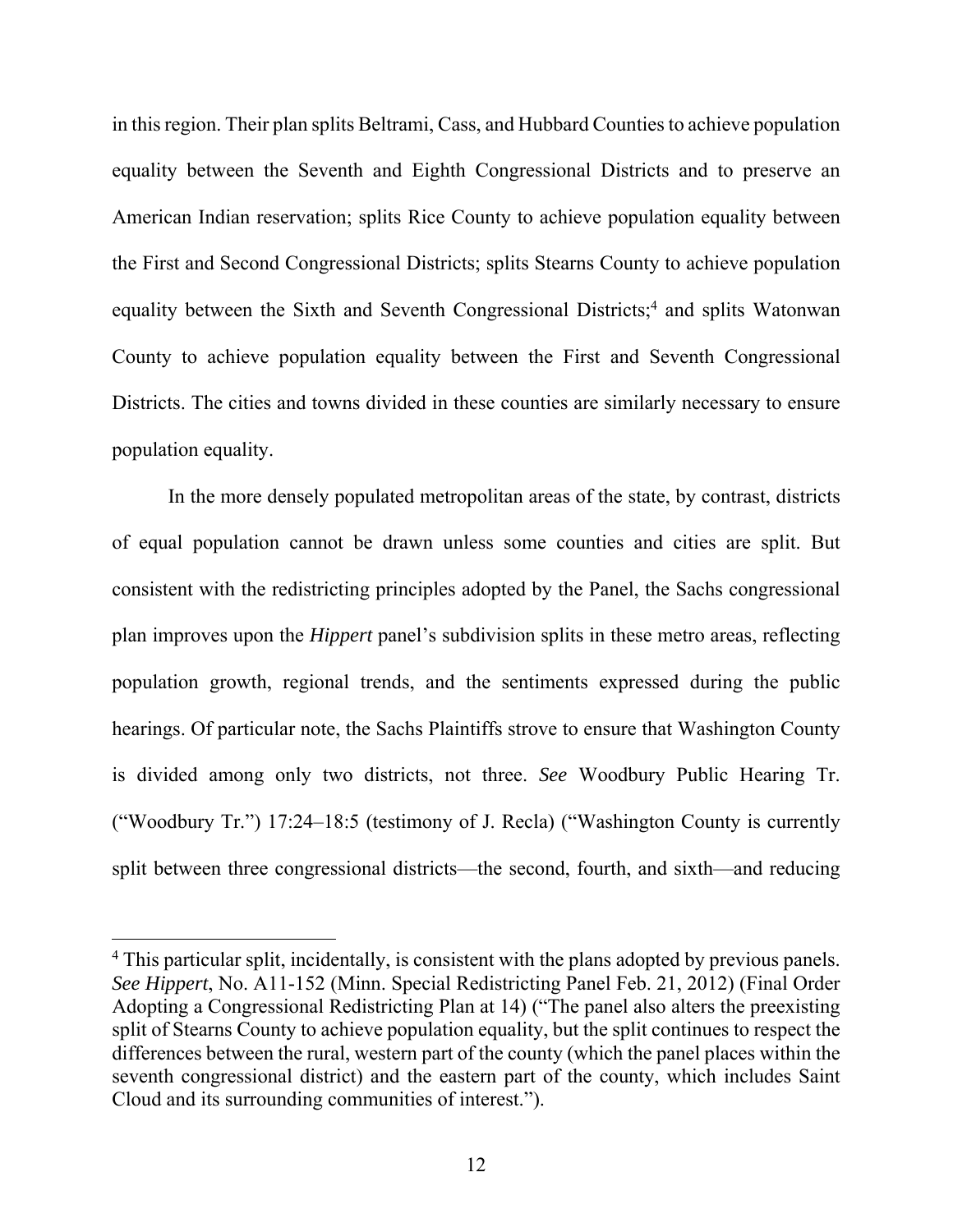in this region. Their plan splits Beltrami, Cass, and Hubbard Counties to achieve population equality between the Seventh and Eighth Congressional Districts and to preserve an American Indian reservation; splits Rice County to achieve population equality between the First and Second Congressional Districts; splits Stearns County to achieve population equality between the Sixth and Seventh Congressional Districts;[4] and splits Watonwan County to achieve population equality between the First and Seventh Congressional Districts. The cities and towns divided in these counties are similarly necessary to ensure population equality.

In the more densely populated metropolitan areas of the state, by contrast, districts of equal population cannot be drawn unless some counties and cities are split. But consistent with the redistricting principles adopted by the Panel, the Sachs congressional plan improves upon the *Hippert* panel's subdivision splits in these metro areas, reflecting population growth, regional trends, and the sentiments expressed during the public hearings. Of particular note, the Sachs Plaintiffs strove to ensure that Washington County is divided among only two districts, not three. *See* Woodbury Public Hearing Tr. ("Woodbury Tr.") 17:24–18:5 (testimony of J. Recla) ("Washington County is currently split between three congressional districts—the second, fourth, and sixth—and reducing

---

[4] This particular split, incidentally, is consistent with the plans adopted by previous panels. *See Hippert*, No. A11-152 (Minn. Special Redistricting Panel Feb. 21, 2012) (Final Order Adopting a Congressional Redistricting Plan at 14) ("The panel also alters the preexisting split of Stearns County to achieve population equality, but the split continues to respect the differences between the rural, western part of the county (which the panel places within the seventh congressional district) and the eastern part of the county, which includes Saint Cloud and its surrounding communities of interest.").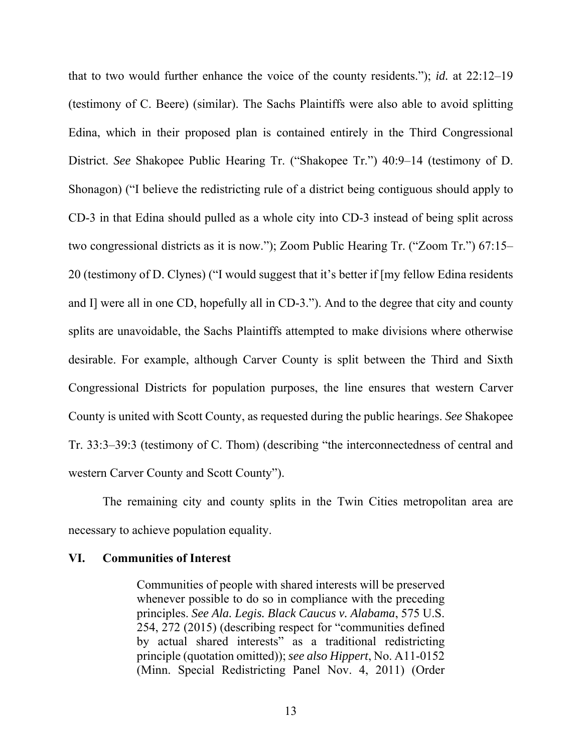that to two would further enhance the voice of the county residents."); *id.* at 22:12–19 (testimony of C. Beere) (similar). The Sachs Plaintiffs were also able to avoid splitting Edina, which in their proposed plan is contained entirely in the Third Congressional District. *See* Shakopee Public Hearing Tr. ("Shakopee Tr.") 40:9–14 (testimony of D. Shonagon) ("I believe the redistricting rule of a district being contiguous should apply to CD-3 in that Edina should pulled as a whole city into CD-3 instead of being split across two congressional districts as it is now."); Zoom Public Hearing Tr. ("Zoom Tr.") 67:15–20 (testimony of D. Clynes) ("I would suggest that it's better if [my fellow Edina residents and I] were all in one CD, hopefully all in CD-3."). And to the degree that city and county splits are unavoidable, the Sachs Plaintiffs attempted to make divisions where otherwise desirable. For example, although Carver County is split between the Third and Sixth Congressional Districts for population purposes, the line ensures that western Carver County is united with Scott County, as requested during the public hearings. *See* Shakopee Tr. 33:3–39:3 (testimony of C. Thom) (describing "the interconnectedness of central and western Carver County and Scott County").

The remaining city and county splits in the Twin Cities metropolitan area are necessary to achieve population equality.

## VI. Communities of Interest

> Communities of people with shared interests will be preserved whenever possible to do so in compliance with the preceding principles. *See Ala. Legis. Black Caucus v. Alabama*, 575 U.S. 254, 272 (2015) (describing respect for "communities defined by actual shared interests" as a traditional redistricting principle (quotation omitted)); *see also Hippert*, No. A11-0152 (Minn. Special Redistricting Panel Nov. 4, 2011) (Order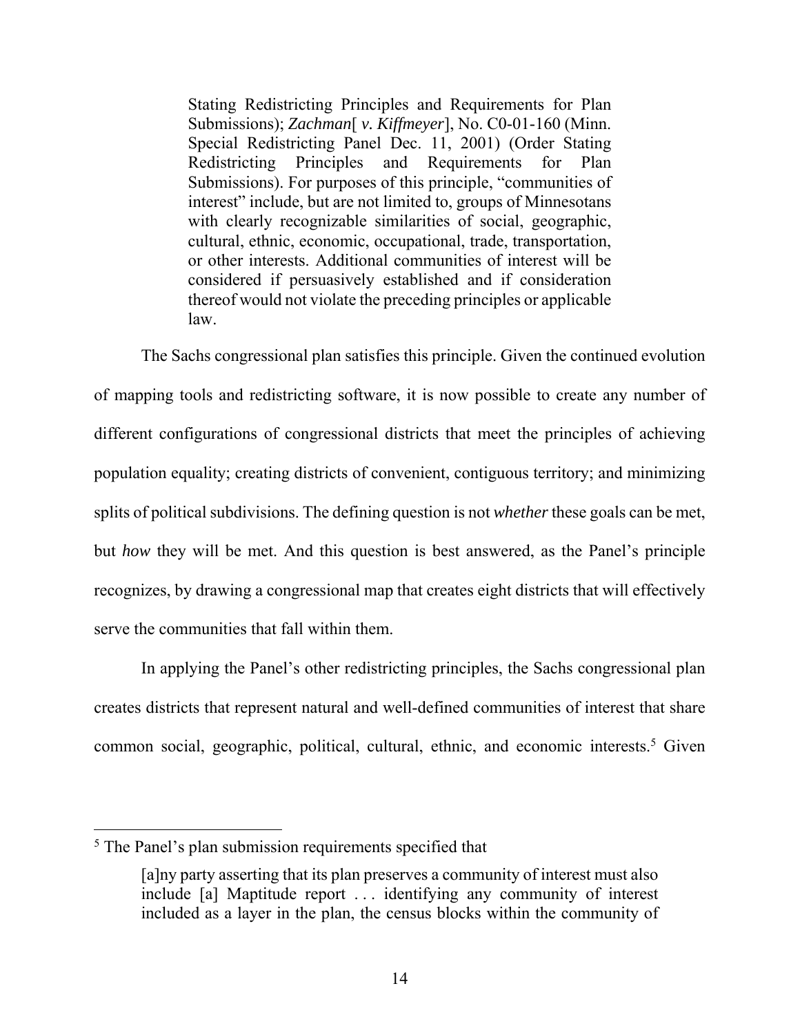> Stating Redistricting Principles and Requirements for Plan Submissions); *Zachman*[ *v. Kiffmeyer*], No. C0-01-160 (Minn. Special Redistricting Panel Dec. 11, 2001) (Order Stating Redistricting Principles and Requirements for Plan Submissions). For purposes of this principle, "communities of interest" include, but are not limited to, groups of Minnesotans with clearly recognizable similarities of social, geographic, cultural, ethnic, economic, occupational, trade, transportation, or other interests. Additional communities of interest will be considered if persuasively established and if consideration thereof would not violate the preceding principles or applicable law.

The Sachs congressional plan satisfies this principle. Given the continued evolution of mapping tools and redistricting software, it is now possible to create any number of different configurations of congressional districts that meet the principles of achieving population equality; creating districts of convenient, contiguous territory; and minimizing splits of political subdivisions. The defining question is not *whether* these goals can be met, but *how* they will be met. And this question is best answered, as the Panel's principle recognizes, by drawing a congressional map that creates eight districts that will effectively serve the communities that fall within them.

In applying the Panel's other redistricting principles, the Sachs congressional plan creates districts that represent natural and well-defined communities of interest that share common social, geographic, political, cultural, ethnic, and economic interests.[5] Given

---

[5] The Panel's plan submission requirements specified that

> [a]ny party asserting that its plan preserves a community of interest must also include [a] Maptitude report . . . identifying any community of interest included as a layer in the plan, the census blocks within the community of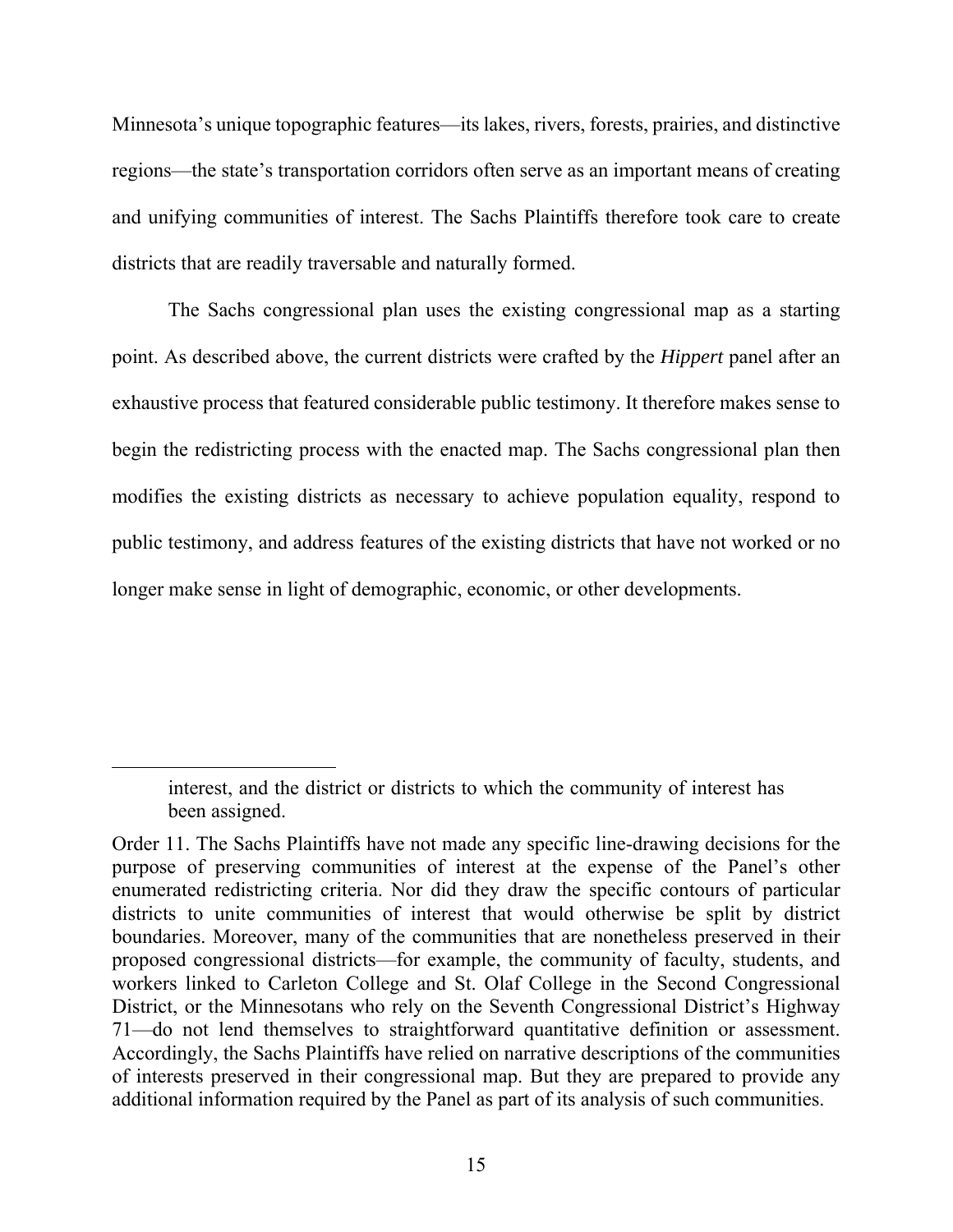Minnesota's unique topographic features—its lakes, rivers, forests, prairies, and distinctive regions—the state's transportation corridors often serve as an important means of creating and unifying communities of interest. The Sachs Plaintiffs therefore took care to create districts that are readily traversable and naturally formed.

The Sachs congressional plan uses the existing congressional map as a starting point. As described above, the current districts were crafted by the *Hippert* panel after an exhaustive process that featured considerable public testimony. It therefore makes sense to begin the redistricting process with the enacted map. The Sachs congressional plan then modifies the existing districts as necessary to achieve population equality, respond to public testimony, and address features of the existing districts that have not worked or no longer make sense in light of demographic, economic, or other developments.

---

> interest, and the district or districts to which the community of interest has been assigned.

Order 11. The Sachs Plaintiffs have not made any specific line-drawing decisions for the purpose of preserving communities of interest at the expense of the Panel's other enumerated redistricting criteria. Nor did they draw the specific contours of particular districts to unite communities of interest that would otherwise be split by district boundaries. Moreover, many of the communities that are nonetheless preserved in their proposed congressional districts—for example, the community of faculty, students, and workers linked to Carleton College and St. Olaf College in the Second Congressional District, or the Minnesotans who rely on the Seventh Congressional District's Highway 71—do not lend themselves to straightforward quantitative definition or assessment. Accordingly, the Sachs Plaintiffs have relied on narrative descriptions of the communities of interests preserved in their congressional map. But they are prepared to provide any additional information required by the Panel as part of its analysis of such communities.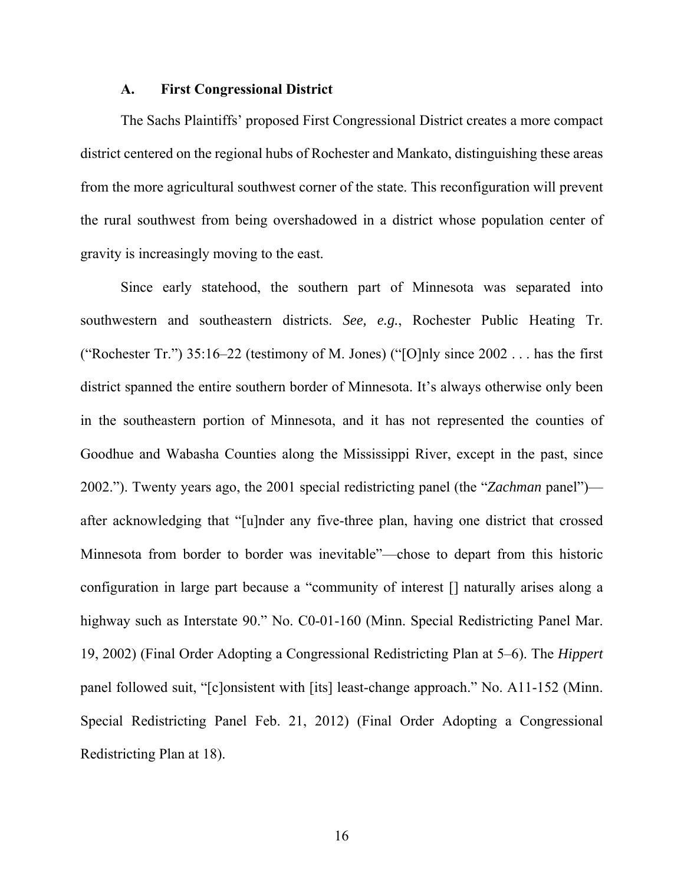### A. First Congressional District

The Sachs Plaintiffs' proposed First Congressional District creates a more compact district centered on the regional hubs of Rochester and Mankato, distinguishing these areas from the more agricultural southwest corner of the state. This reconfiguration will prevent the rural southwest from being overshadowed in a district whose population center of gravity is increasingly moving to the east.

Since early statehood, the southern part of Minnesota was separated into southwestern and southeastern districts. *See, e.g.*, Rochester Public Heating Tr. ("Rochester Tr.") 35:16–22 (testimony of M. Jones) ("[O]nly since 2002 . . . has the first district spanned the entire southern border of Minnesota. It's always otherwise only been in the southeastern portion of Minnesota, and it has not represented the counties of Goodhue and Wabasha Counties along the Mississippi River, except in the past, since 2002."). Twenty years ago, the 2001 special redistricting panel (the "*Zachman* panel")—after acknowledging that "[u]nder any five-three plan, having one district that crossed Minnesota from border to border was inevitable"—chose to depart from this historic configuration in large part because a "community of interest [] naturally arises along a highway such as Interstate 90." No. C0-01-160 (Minn. Special Redistricting Panel Mar. 19, 2002) (Final Order Adopting a Congressional Redistricting Plan at 5–6). The *Hippert* panel followed suit, "[c]onsistent with [its] least-change approach." No. A11-152 (Minn. Special Redistricting Panel Feb. 21, 2012) (Final Order Adopting a Congressional Redistricting Plan at 18).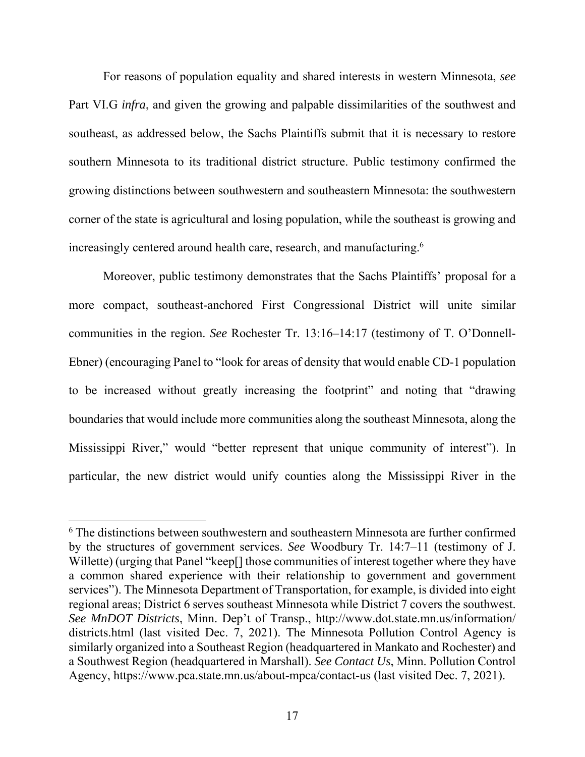For reasons of population equality and shared interests in western Minnesota, *see* Part VI.G *infra*, and given the growing and palpable dissimilarities of the southwest and southeast, as addressed below, the Sachs Plaintiffs submit that it is necessary to restore southern Minnesota to its traditional district structure. Public testimony confirmed the growing distinctions between southwestern and southeastern Minnesota: the southwestern corner of the state is agricultural and losing population, while the southeast is growing and increasingly centered around health care, research, and manufacturing.[6]

Moreover, public testimony demonstrates that the Sachs Plaintiffs' proposal for a more compact, southeast-anchored First Congressional District will unite similar communities in the region. *See* Rochester Tr. 13:16–14:17 (testimony of T. O'Donnell-Ebner) (encouraging Panel to "look for areas of density that would enable CD-1 population to be increased without greatly increasing the footprint" and noting that "drawing boundaries that would include more communities along the southeast Minnesota, along the Mississippi River," would "better represent that unique community of interest"). In particular, the new district would unify counties along the Mississippi River in the

---

[6] The distinctions between southwestern and southeastern Minnesota are further confirmed by the structures of government services. *See* Woodbury Tr. 14:7–11 (testimony of J. Willette) (urging that Panel "keep[] those communities of interest together where they have a common shared experience with their relationship to government and government services"). The Minnesota Department of Transportation, for example, is divided into eight regional areas; District 6 serves southeast Minnesota while District 7 covers the southwest. *See MnDOT Districts*, Minn. Dep't of Transp., http://www.dot.state.mn.us/information/districts.html (last visited Dec. 7, 2021). The Minnesota Pollution Control Agency is similarly organized into a Southeast Region (headquartered in Mankato and Rochester) and a Southwest Region (headquartered in Marshall). *See Contact Us*, Minn. Pollution Control Agency, https://www.pca.state.mn.us/about-mpca/contact-us (last visited Dec. 7, 2021).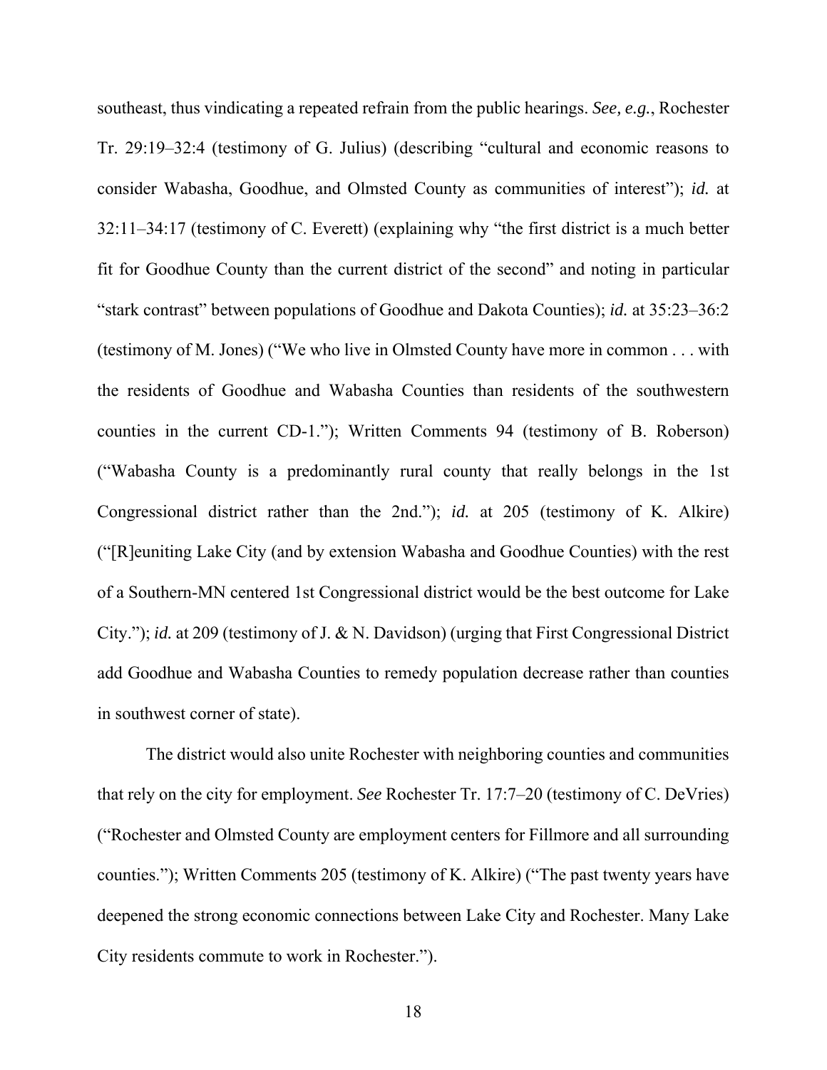southeast, thus vindicating a repeated refrain from the public hearings. *See, e.g.*, Rochester Tr. 29:19–32:4 (testimony of G. Julius) (describing "cultural and economic reasons to consider Wabasha, Goodhue, and Olmsted County as communities of interest"); *id.* at 32:11–34:17 (testimony of C. Everett) (explaining why "the first district is a much better fit for Goodhue County than the current district of the second" and noting in particular "stark contrast" between populations of Goodhue and Dakota Counties); *id.* at 35:23–36:2 (testimony of M. Jones) ("We who live in Olmsted County have more in common . . . with the residents of Goodhue and Wabasha Counties than residents of the southwestern counties in the current CD-1."); Written Comments 94 (testimony of B. Roberson) ("Wabasha County is a predominantly rural county that really belongs in the 1st Congressional district rather than the 2nd."); *id.* at 205 (testimony of K. Alkire) ("[R]euniting Lake City (and by extension Wabasha and Goodhue Counties) with the rest of a Southern-MN centered 1st Congressional district would be the best outcome for Lake City."); *id.* at 209 (testimony of J. & N. Davidson) (urging that First Congressional District add Goodhue and Wabasha Counties to remedy population decrease rather than counties in southwest corner of state).

The district would also unite Rochester with neighboring counties and communities that rely on the city for employment. *See* Rochester Tr. 17:7–20 (testimony of C. DeVries) ("Rochester and Olmsted County are employment centers for Fillmore and all surrounding counties."); Written Comments 205 (testimony of K. Alkire) ("The past twenty years have deepened the strong economic connections between Lake City and Rochester. Many Lake City residents commute to work in Rochester.").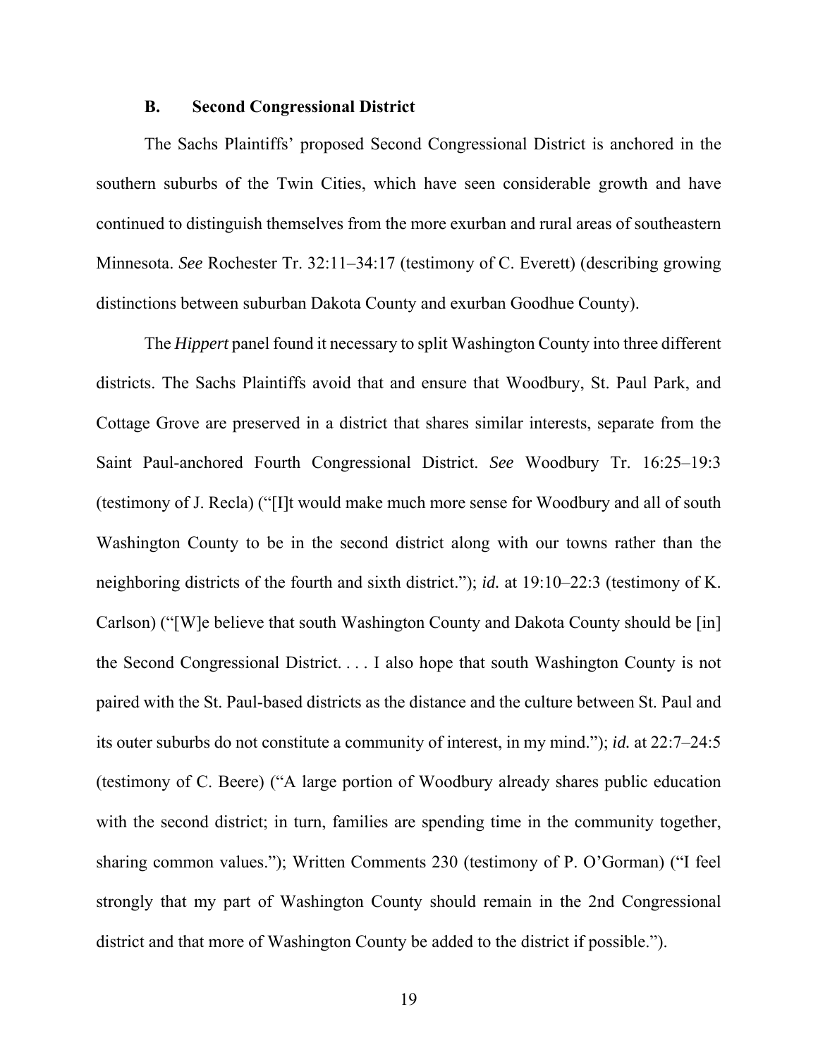### B. Second Congressional District

The Sachs Plaintiffs' proposed Second Congressional District is anchored in the southern suburbs of the Twin Cities, which have seen considerable growth and have continued to distinguish themselves from the more exurban and rural areas of southeastern Minnesota. *See* Rochester Tr. 32:11–34:17 (testimony of C. Everett) (describing growing distinctions between suburban Dakota County and exurban Goodhue County).

The *Hippert* panel found it necessary to split Washington County into three different districts. The Sachs Plaintiffs avoid that and ensure that Woodbury, St. Paul Park, and Cottage Grove are preserved in a district that shares similar interests, separate from the Saint Paul-anchored Fourth Congressional District. *See* Woodbury Tr. 16:25–19:3 (testimony of J. Recla) ("[I]t would make much more sense for Woodbury and all of south Washington County to be in the second district along with our towns rather than the neighboring districts of the fourth and sixth district."); *id.* at 19:10–22:3 (testimony of K. Carlson) ("[W]e believe that south Washington County and Dakota County should be [in] the Second Congressional District. . . . I also hope that south Washington County is not paired with the St. Paul-based districts as the distance and the culture between St. Paul and its outer suburbs do not constitute a community of interest, in my mind."); *id.* at 22:7–24:5 (testimony of C. Beere) ("A large portion of Woodbury already shares public education with the second district; in turn, families are spending time in the community together, sharing common values."); Written Comments 230 (testimony of P. O'Gorman) ("I feel strongly that my part of Washington County should remain in the 2nd Congressional district and that more of Washington County be added to the district if possible.").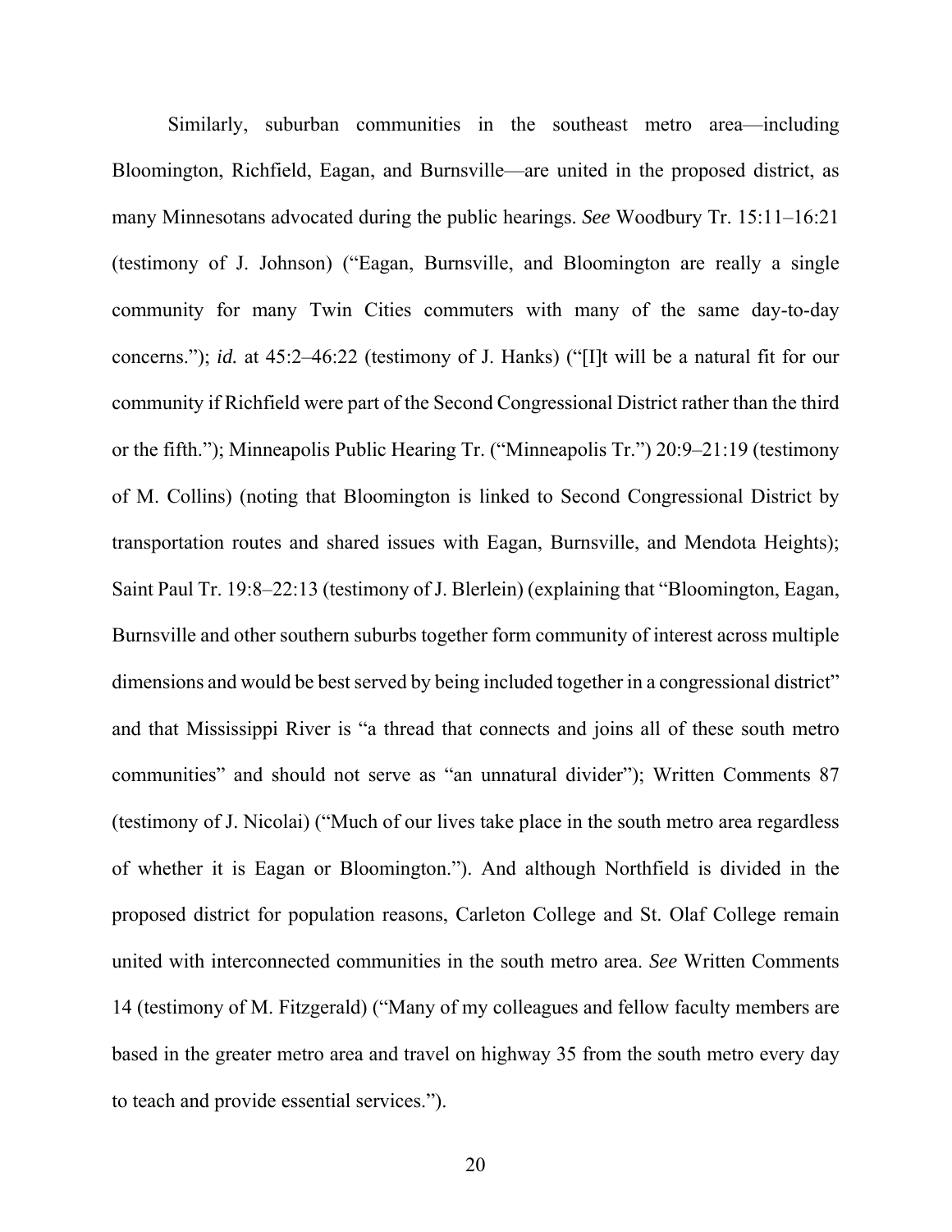Similarly, suburban communities in the southeast metro area—including Bloomington, Richfield, Eagan, and Burnsville—are united in the proposed district, as many Minnesotans advocated during the public hearings. *See* Woodbury Tr. 15:11–16:21 (testimony of J. Johnson) ("Eagan, Burnsville, and Bloomington are really a single community for many Twin Cities commuters with many of the same day-to-day concerns."); *id.* at 45:2–46:22 (testimony of J. Hanks) ("[I]t will be a natural fit for our community if Richfield were part of the Second Congressional District rather than the third or the fifth."); Minneapolis Public Hearing Tr. ("Minneapolis Tr.") 20:9–21:19 (testimony of M. Collins) (noting that Bloomington is linked to Second Congressional District by transportation routes and shared issues with Eagan, Burnsville, and Mendota Heights); Saint Paul Tr. 19:8–22:13 (testimony of J. Blerlein) (explaining that "Bloomington, Eagan, Burnsville and other southern suburbs together form community of interest across multiple dimensions and would be best served by being included together in a congressional district" and that Mississippi River is "a thread that connects and joins all of these south metro communities" and should not serve as "an unnatural divider"); Written Comments 87 (testimony of J. Nicolai) ("Much of our lives take place in the south metro area regardless of whether it is Eagan or Bloomington."). And although Northfield is divided in the proposed district for population reasons, Carleton College and St. Olaf College remain united with interconnected communities in the south metro area. *See* Written Comments 14 (testimony of M. Fitzgerald) ("Many of my colleagues and fellow faculty members are based in the greater metro area and travel on highway 35 from the south metro every day to teach and provide essential services.").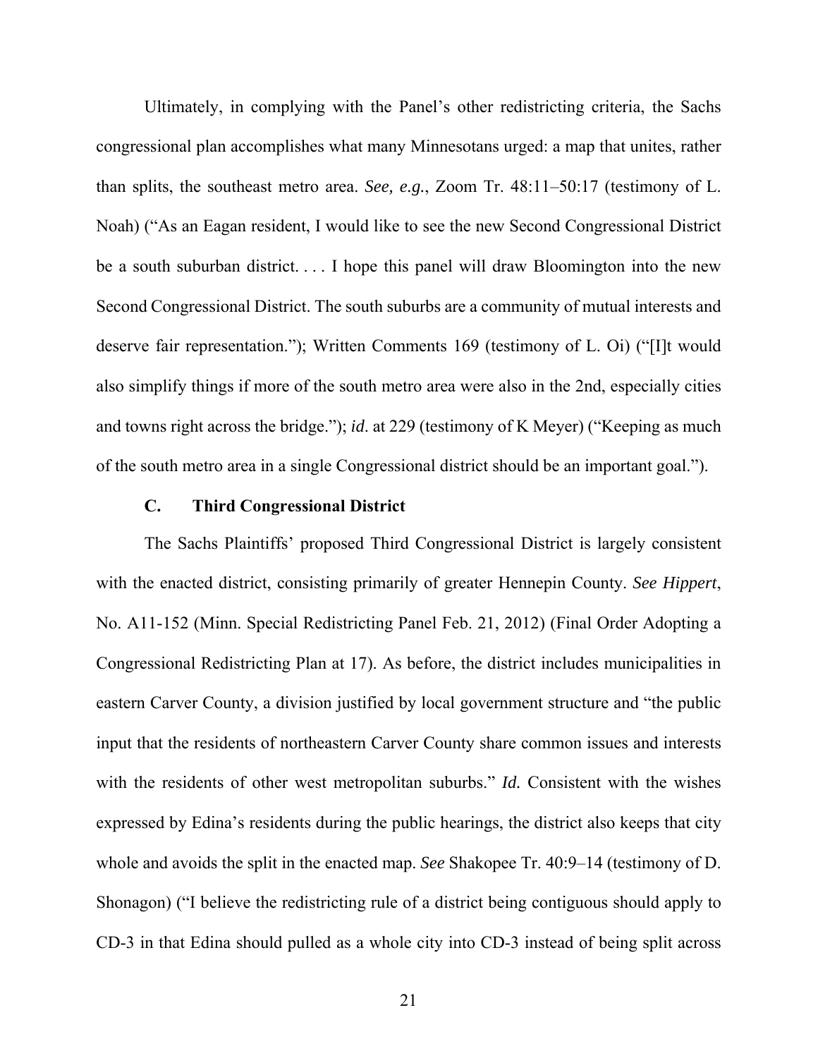Ultimately, in complying with the Panel's other redistricting criteria, the Sachs congressional plan accomplishes what many Minnesotans urged: a map that unites, rather than splits, the southeast metro area. *See, e.g.*, Zoom Tr. 48:11–50:17 (testimony of L. Noah) ("As an Eagan resident, I would like to see the new Second Congressional District be a south suburban district. . . . I hope this panel will draw Bloomington into the new Second Congressional District. The south suburbs are a community of mutual interests and deserve fair representation."); Written Comments 169 (testimony of L. Oi) ("[I]t would also simplify things if more of the south metro area were also in the 2nd, especially cities and towns right across the bridge."); *id*. at 229 (testimony of K Meyer) ("Keeping as much of the south metro area in a single Congressional district should be an important goal.").

### C. Third Congressional District

The Sachs Plaintiffs' proposed Third Congressional District is largely consistent with the enacted district, consisting primarily of greater Hennepin County. *See Hippert*, No. A11-152 (Minn. Special Redistricting Panel Feb. 21, 2012) (Final Order Adopting a Congressional Redistricting Plan at 17). As before, the district includes municipalities in eastern Carver County, a division justified by local government structure and "the public input that the residents of northeastern Carver County share common issues and interests with the residents of other west metropolitan suburbs." *Id.* Consistent with the wishes expressed by Edina's residents during the public hearings, the district also keeps that city whole and avoids the split in the enacted map. *See* Shakopee Tr. 40:9–14 (testimony of D. Shonagon) ("I believe the redistricting rule of a district being contiguous should apply to CD-3 in that Edina should pulled as a whole city into CD-3 instead of being split across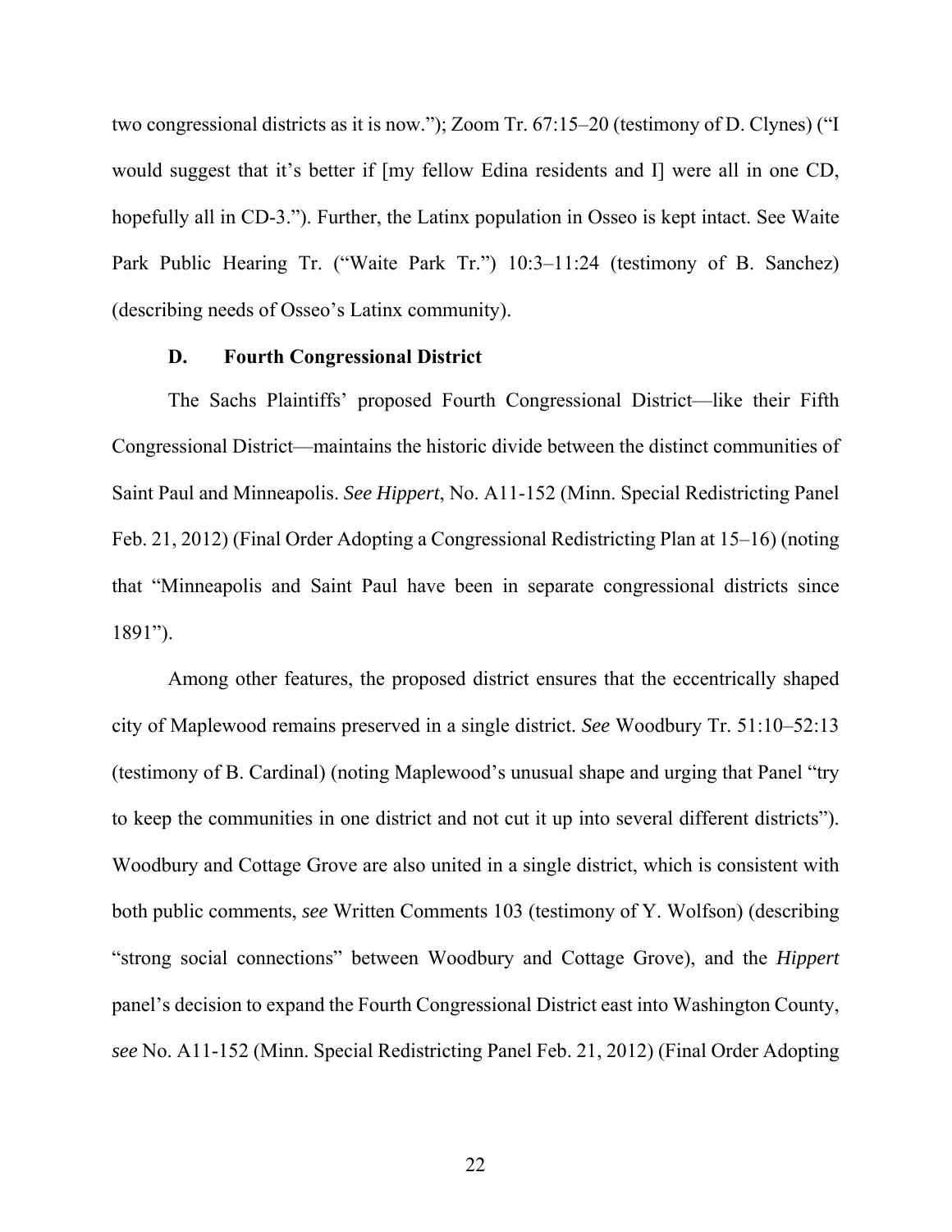two congressional districts as it is now."); Zoom Tr. 67:15–20 (testimony of D. Clynes) ("I would suggest that it's better if [my fellow Edina residents and I] were all in one CD, hopefully all in CD-3."). Further, the Latinx population in Osseo is kept intact. See Waite Park Public Hearing Tr. ("Waite Park Tr.") 10:3–11:24 (testimony of B. Sanchez) (describing needs of Osseo's Latinx community).

### D. Fourth Congressional District

The Sachs Plaintiffs' proposed Fourth Congressional District—like their Fifth Congressional District—maintains the historic divide between the distinct communities of Saint Paul and Minneapolis. *See Hippert*, No. A11-152 (Minn. Special Redistricting Panel Feb. 21, 2012) (Final Order Adopting a Congressional Redistricting Plan at 15–16) (noting that "Minneapolis and Saint Paul have been in separate congressional districts since 1891").

Among other features, the proposed district ensures that the eccentrically shaped city of Maplewood remains preserved in a single district. *See* Woodbury Tr. 51:10–52:13 (testimony of B. Cardinal) (noting Maplewood's unusual shape and urging that Panel "try to keep the communities in one district and not cut it up into several different districts"). Woodbury and Cottage Grove are also united in a single district, which is consistent with both public comments, *see* Written Comments 103 (testimony of Y. Wolfson) (describing "strong social connections" between Woodbury and Cottage Grove), and the *Hippert* panel's decision to expand the Fourth Congressional District east into Washington County, *see* No. A11-152 (Minn. Special Redistricting Panel Feb. 21, 2012) (Final Order Adopting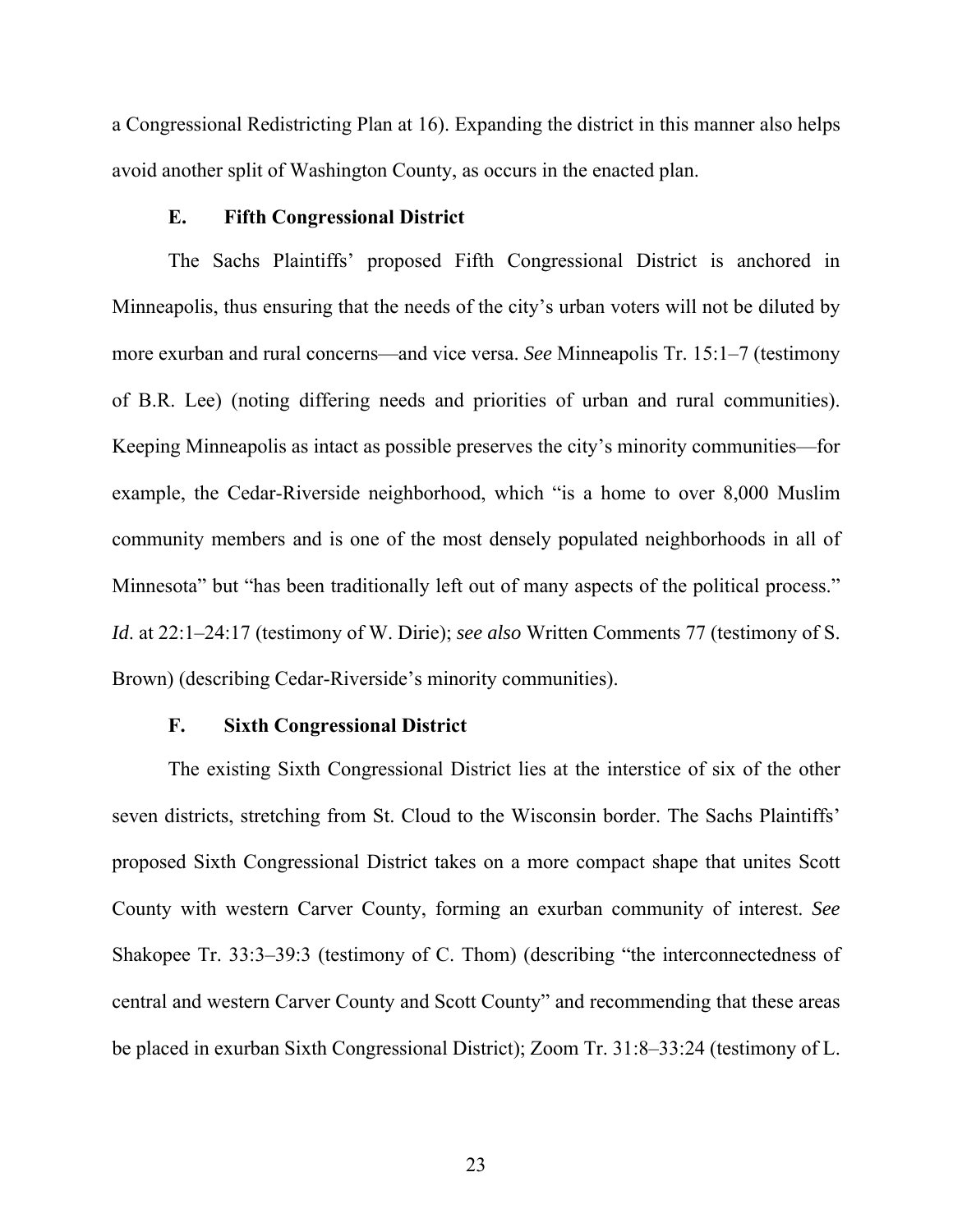a Congressional Redistricting Plan at 16). Expanding the district in this manner also helps avoid another split of Washington County, as occurs in the enacted plan.

### E. Fifth Congressional District

The Sachs Plaintiffs' proposed Fifth Congressional District is anchored in Minneapolis, thus ensuring that the needs of the city's urban voters will not be diluted by more exurban and rural concerns—and vice versa. *See* Minneapolis Tr. 15:1–7 (testimony of B.R. Lee) (noting differing needs and priorities of urban and rural communities). Keeping Minneapolis as intact as possible preserves the city's minority communities—for example, the Cedar-Riverside neighborhood, which "is a home to over 8,000 Muslim community members and is one of the most densely populated neighborhoods in all of Minnesota" but "has been traditionally left out of many aspects of the political process." *Id*. at 22:1–24:17 (testimony of W. Dirie); *see also* Written Comments 77 (testimony of S. Brown) (describing Cedar-Riverside's minority communities).

### F. Sixth Congressional District

The existing Sixth Congressional District lies at the interstice of six of the other seven districts, stretching from St. Cloud to the Wisconsin border. The Sachs Plaintiffs' proposed Sixth Congressional District takes on a more compact shape that unites Scott County with western Carver County, forming an exurban community of interest. *See* Shakopee Tr. 33:3–39:3 (testimony of C. Thom) (describing "the interconnectedness of central and western Carver County and Scott County" and recommending that these areas be placed in exurban Sixth Congressional District); Zoom Tr. 31:8–33:24 (testimony of L.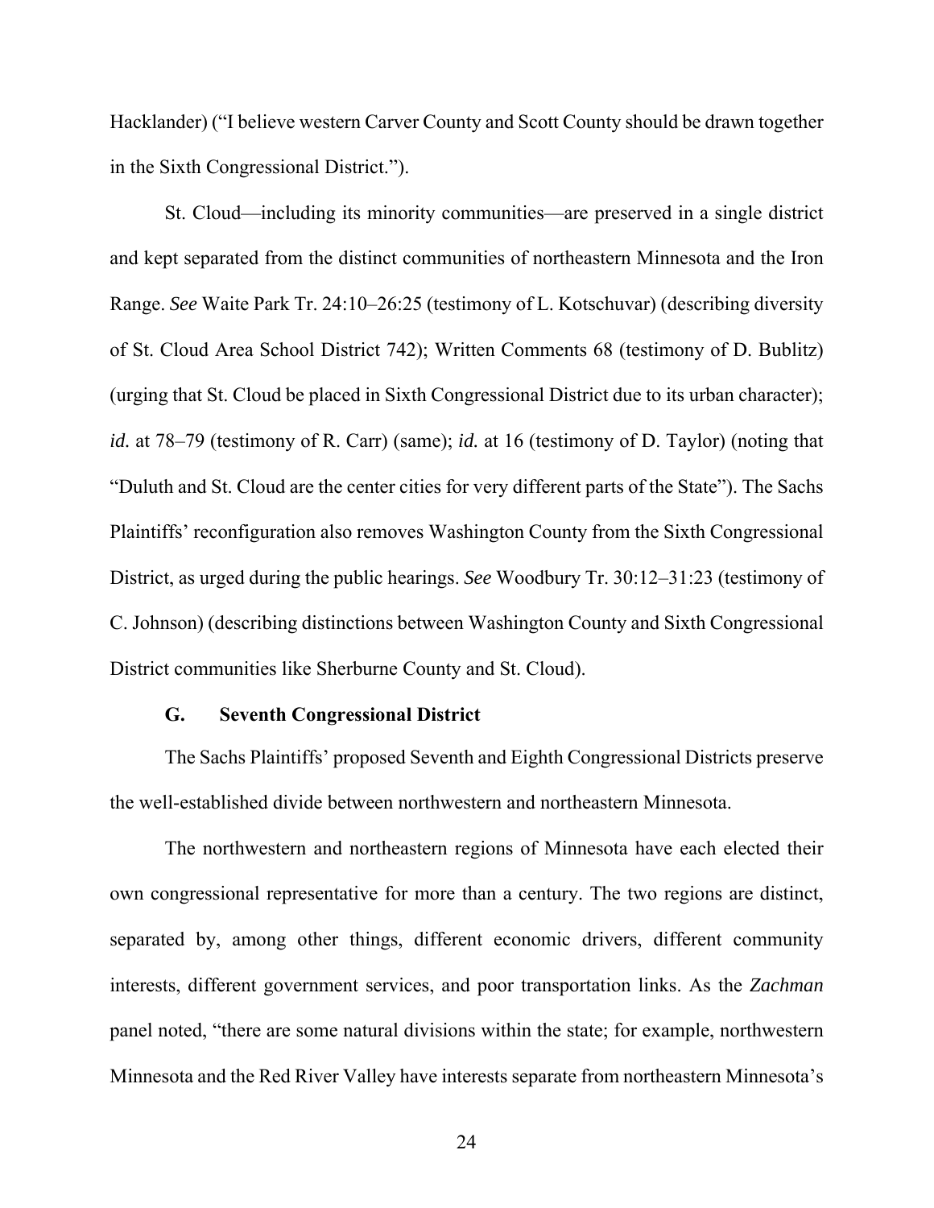Hacklander) ("I believe western Carver County and Scott County should be drawn together in the Sixth Congressional District.").

St. Cloud—including its minority communities—are preserved in a single district and kept separated from the distinct communities of northeastern Minnesota and the Iron Range. *See* Waite Park Tr. 24:10–26:25 (testimony of L. Kotschuvar) (describing diversity of St. Cloud Area School District 742); Written Comments 68 (testimony of D. Bublitz) (urging that St. Cloud be placed in Sixth Congressional District due to its urban character); *id.* at 78–79 (testimony of R. Carr) (same); *id.* at 16 (testimony of D. Taylor) (noting that "Duluth and St. Cloud are the center cities for very different parts of the State"). The Sachs Plaintiffs' reconfiguration also removes Washington County from the Sixth Congressional District, as urged during the public hearings. *See* Woodbury Tr. 30:12–31:23 (testimony of C. Johnson) (describing distinctions between Washington County and Sixth Congressional District communities like Sherburne County and St. Cloud).

### G. Seventh Congressional District

The Sachs Plaintiffs' proposed Seventh and Eighth Congressional Districts preserve the well-established divide between northwestern and northeastern Minnesota.

The northwestern and northeastern regions of Minnesota have each elected their own congressional representative for more than a century. The two regions are distinct, separated by, among other things, different economic drivers, different community interests, different government services, and poor transportation links. As the *Zachman* panel noted, "there are some natural divisions within the state; for example, northwestern Minnesota and the Red River Valley have interests separate from northeastern Minnesota's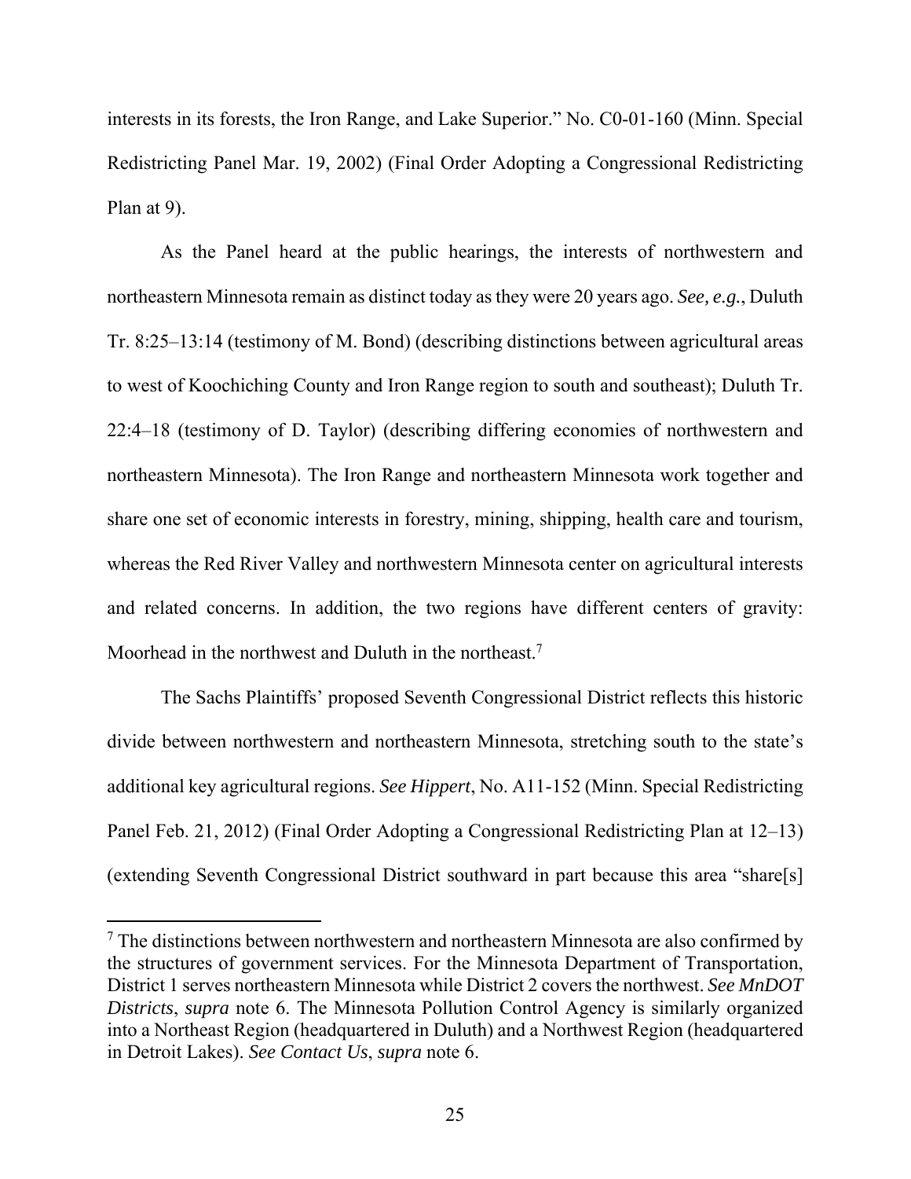interests in its forests, the Iron Range, and Lake Superior." No. C0-01-160 (Minn. Special Redistricting Panel Mar. 19, 2002) (Final Order Adopting a Congressional Redistricting Plan at 9).

As the Panel heard at the public hearings, the interests of northwestern and northeastern Minnesota remain as distinct today as they were 20 years ago. *See, e.g.*, Duluth Tr. 8:25–13:14 (testimony of M. Bond) (describing distinctions between agricultural areas to west of Koochiching County and Iron Range region to south and southeast); Duluth Tr. 22:4–18 (testimony of D. Taylor) (describing differing economies of northwestern and northeastern Minnesota). The Iron Range and northeastern Minnesota work together and share one set of economic interests in forestry, mining, shipping, health care and tourism, whereas the Red River Valley and northwestern Minnesota center on agricultural interests and related concerns. In addition, the two regions have different centers of gravity: Moorhead in the northwest and Duluth in the northeast.[7]

The Sachs Plaintiffs' proposed Seventh Congressional District reflects this historic divide between northwestern and northeastern Minnesota, stretching south to the state's additional key agricultural regions. *See Hippert*, No. A11-152 (Minn. Special Redistricting Panel Feb. 21, 2012) (Final Order Adopting a Congressional Redistricting Plan at 12–13) (extending Seventh Congressional District southward in part because this area "share[s]

---

[7] The distinctions between northwestern and northeastern Minnesota are also confirmed by the structures of government services. For the Minnesota Department of Transportation, District 1 serves northeastern Minnesota while District 2 covers the northwest. *See MnDOT Districts*, *supra* note 6. The Minnesota Pollution Control Agency is similarly organized into a Northeast Region (headquartered in Duluth) and a Northwest Region (headquartered in Detroit Lakes). *See Contact Us*, *supra* note 6.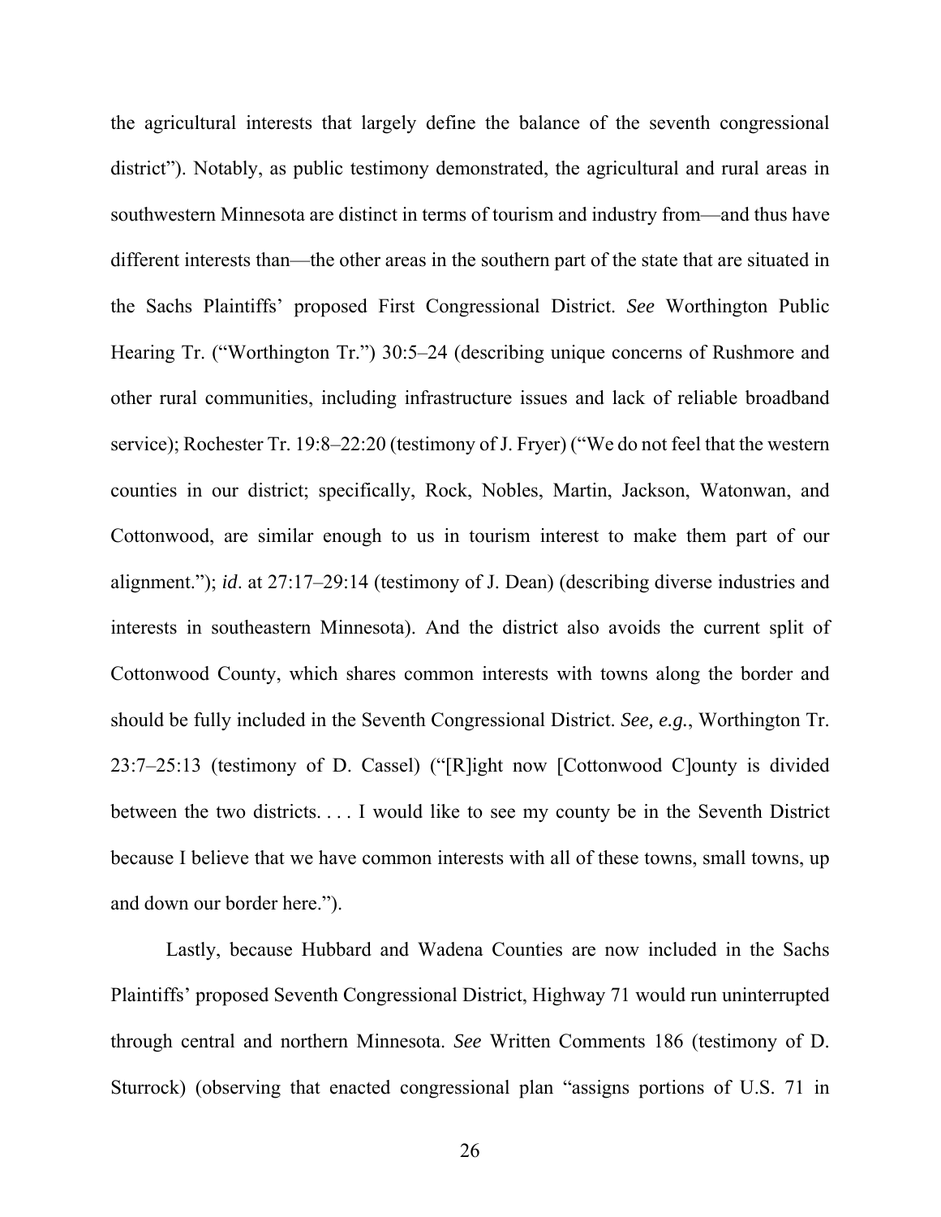the agricultural interests that largely define the balance of the seventh congressional district"). Notably, as public testimony demonstrated, the agricultural and rural areas in southwestern Minnesota are distinct in terms of tourism and industry from—and thus have different interests than—the other areas in the southern part of the state that are situated in the Sachs Plaintiffs' proposed First Congressional District. *See* Worthington Public Hearing Tr. ("Worthington Tr.") 30:5–24 (describing unique concerns of Rushmore and other rural communities, including infrastructure issues and lack of reliable broadband service); Rochester Tr. 19:8–22:20 (testimony of J. Fryer) ("We do not feel that the western counties in our district; specifically, Rock, Nobles, Martin, Jackson, Watonwan, and Cottonwood, are similar enough to us in tourism interest to make them part of our alignment."); *id*. at 27:17–29:14 (testimony of J. Dean) (describing diverse industries and interests in southeastern Minnesota). And the district also avoids the current split of Cottonwood County, which shares common interests with towns along the border and should be fully included in the Seventh Congressional District. *See, e.g.*, Worthington Tr. 23:7–25:13 (testimony of D. Cassel) ("[R]ight now [Cottonwood C]ounty is divided between the two districts. . . . I would like to see my county be in the Seventh District because I believe that we have common interests with all of these towns, small towns, up and down our border here.").

Lastly, because Hubbard and Wadena Counties are now included in the Sachs Plaintiffs' proposed Seventh Congressional District, Highway 71 would run uninterrupted through central and northern Minnesota. *See* Written Comments 186 (testimony of D. Sturrock) (observing that enacted congressional plan "assigns portions of U.S. 71 in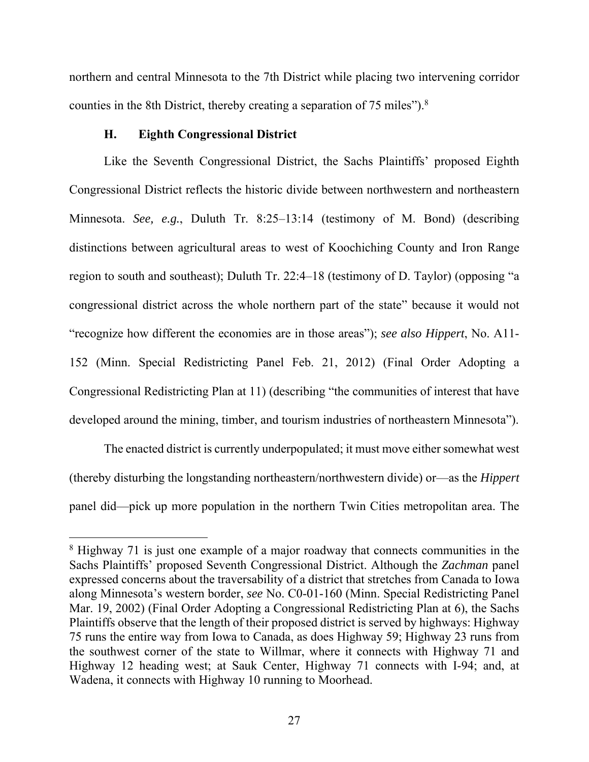northern and central Minnesota to the 7th District while placing two intervening corridor counties in the 8th District, thereby creating a separation of 75 miles").[8]

### H. Eighth Congressional District

Like the Seventh Congressional District, the Sachs Plaintiffs' proposed Eighth Congressional District reflects the historic divide between northwestern and northeastern Minnesota. *See, e.g.*, Duluth Tr. 8:25–13:14 (testimony of M. Bond) (describing distinctions between agricultural areas to west of Koochiching County and Iron Range region to south and southeast); Duluth Tr. 22:4–18 (testimony of D. Taylor) (opposing "a congressional district across the whole northern part of the state" because it would not "recognize how different the economies are in those areas"); *see also Hippert*, No. A11-152 (Minn. Special Redistricting Panel Feb. 21, 2012) (Final Order Adopting a Congressional Redistricting Plan at 11) (describing "the communities of interest that have developed around the mining, timber, and tourism industries of northeastern Minnesota").

The enacted district is currently underpopulated; it must move either somewhat west (thereby disturbing the longstanding northeastern/northwestern divide) or—as the *Hippert* panel did—pick up more population in the northern Twin Cities metropolitan area. The

[8] Highway 71 is just one example of a major roadway that connects communities in the Sachs Plaintiffs' proposed Seventh Congressional District. Although the *Zachman* panel expressed concerns about the traversability of a district that stretches from Canada to Iowa along Minnesota's western border, *see* No. C0-01-160 (Minn. Special Redistricting Panel Mar. 19, 2002) (Final Order Adopting a Congressional Redistricting Plan at 6), the Sachs Plaintiffs observe that the length of their proposed district is served by highways: Highway 75 runs the entire way from Iowa to Canada, as does Highway 59; Highway 23 runs from the southwest corner of the state to Willmar, where it connects with Highway 71 and Highway 12 heading west; at Sauk Center, Highway 71 connects with I-94; and, at Wadena, it connects with Highway 10 running to Moorhead.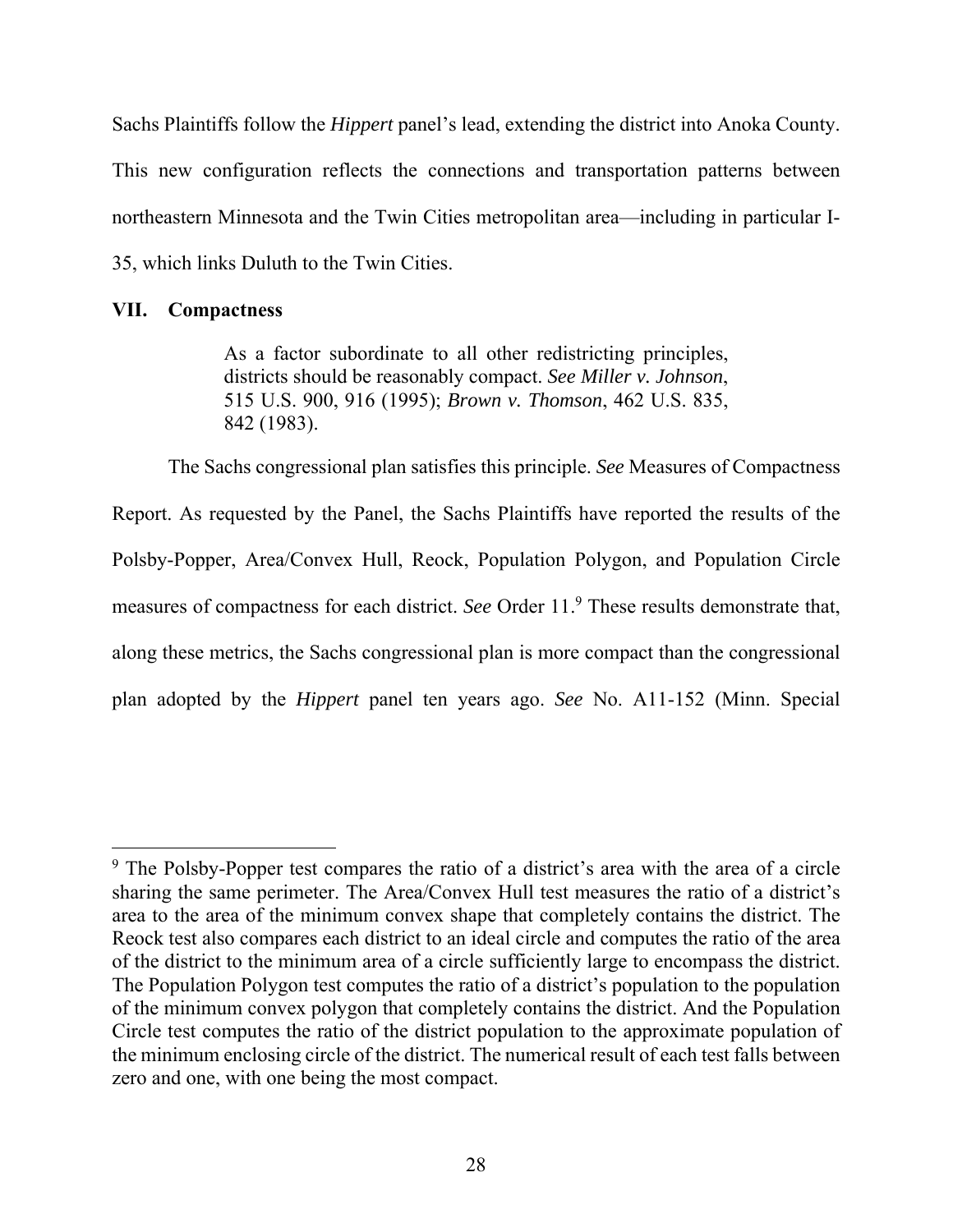Sachs Plaintiffs follow the *Hippert* panel's lead, extending the district into Anoka County. This new configuration reflects the connections and transportation patterns between northeastern Minnesota and the Twin Cities metropolitan area—including in particular I-35, which links Duluth to the Twin Cities.

## VII. Compactness

> As a factor subordinate to all other redistricting principles, districts should be reasonably compact. *See Miller v. Johnson*, 515 U.S. 900, 916 (1995); *Brown v. Thomson*, 462 U.S. 835, 842 (1983).

The Sachs congressional plan satisfies this principle. *See* Measures of Compactness Report. As requested by the Panel, the Sachs Plaintiffs have reported the results of the Polsby-Popper, Area/Convex Hull, Reock, Population Polygon, and Population Circle measures of compactness for each district. *See* Order 11.[9] These results demonstrate that, along these metrics, the Sachs congressional plan is more compact than the congressional plan adopted by the *Hippert* panel ten years ago. *See* No. A11-152 (Minn. Special

---

[9] The Polsby-Popper test compares the ratio of a district's area with the area of a circle sharing the same perimeter. The Area/Convex Hull test measures the ratio of a district's area to the area of the minimum convex shape that completely contains the district. The Reock test also compares each district to an ideal circle and computes the ratio of the area of the district to the minimum area of a circle sufficiently large to encompass the district. The Population Polygon test computes the ratio of a district's population to the population of the minimum convex polygon that completely contains the district. And the Population Circle test computes the ratio of the district population to the approximate population of the minimum enclosing circle of the district. The numerical result of each test falls between zero and one, with one being the most compact.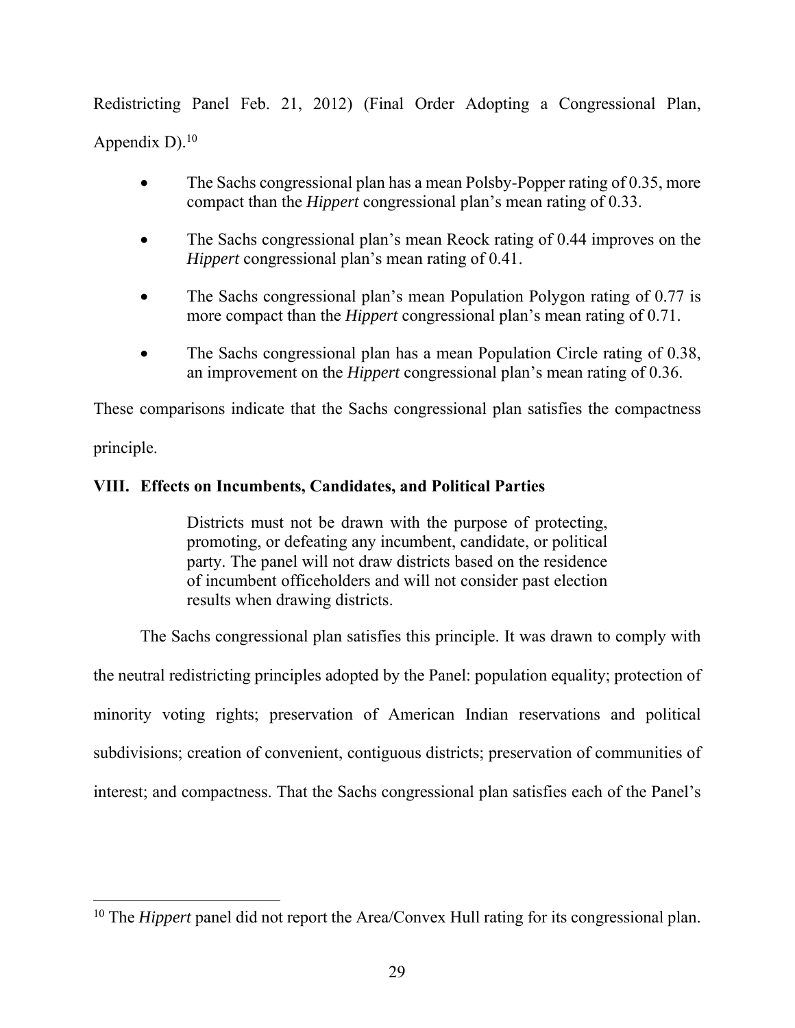Redistricting Panel Feb. 21, 2012) (Final Order Adopting a Congressional Plan, Appendix D).[10]

- The Sachs congressional plan has a mean Polsby-Popper rating of 0.35, more compact than the *Hippert* congressional plan's mean rating of 0.33.
- The Sachs congressional plan's mean Reock rating of 0.44 improves on the *Hippert* congressional plan's mean rating of 0.41.
- The Sachs congressional plan's mean Population Polygon rating of 0.77 is more compact than the *Hippert* congressional plan's mean rating of 0.71.
- The Sachs congressional plan has a mean Population Circle rating of 0.38, an improvement on the *Hippert* congressional plan's mean rating of 0.36.

These comparisons indicate that the Sachs congressional plan satisfies the compactness principle.

## VIII. Effects on Incumbents, Candidates, and Political Parties

> Districts must not be drawn with the purpose of protecting, promoting, or defeating any incumbent, candidate, or political party. The panel will not draw districts based on the residence of incumbent officeholders and will not consider past election results when drawing districts.

The Sachs congressional plan satisfies this principle. It was drawn to comply with the neutral redistricting principles adopted by the Panel: population equality; protection of minority voting rights; preservation of American Indian reservations and political subdivisions; creation of convenient, contiguous districts; preservation of communities of interest; and compactness. That the Sachs congressional plan satisfies each of the Panel's

[10] The *Hippert* panel did not report the Area/Convex Hull rating for its congressional plan.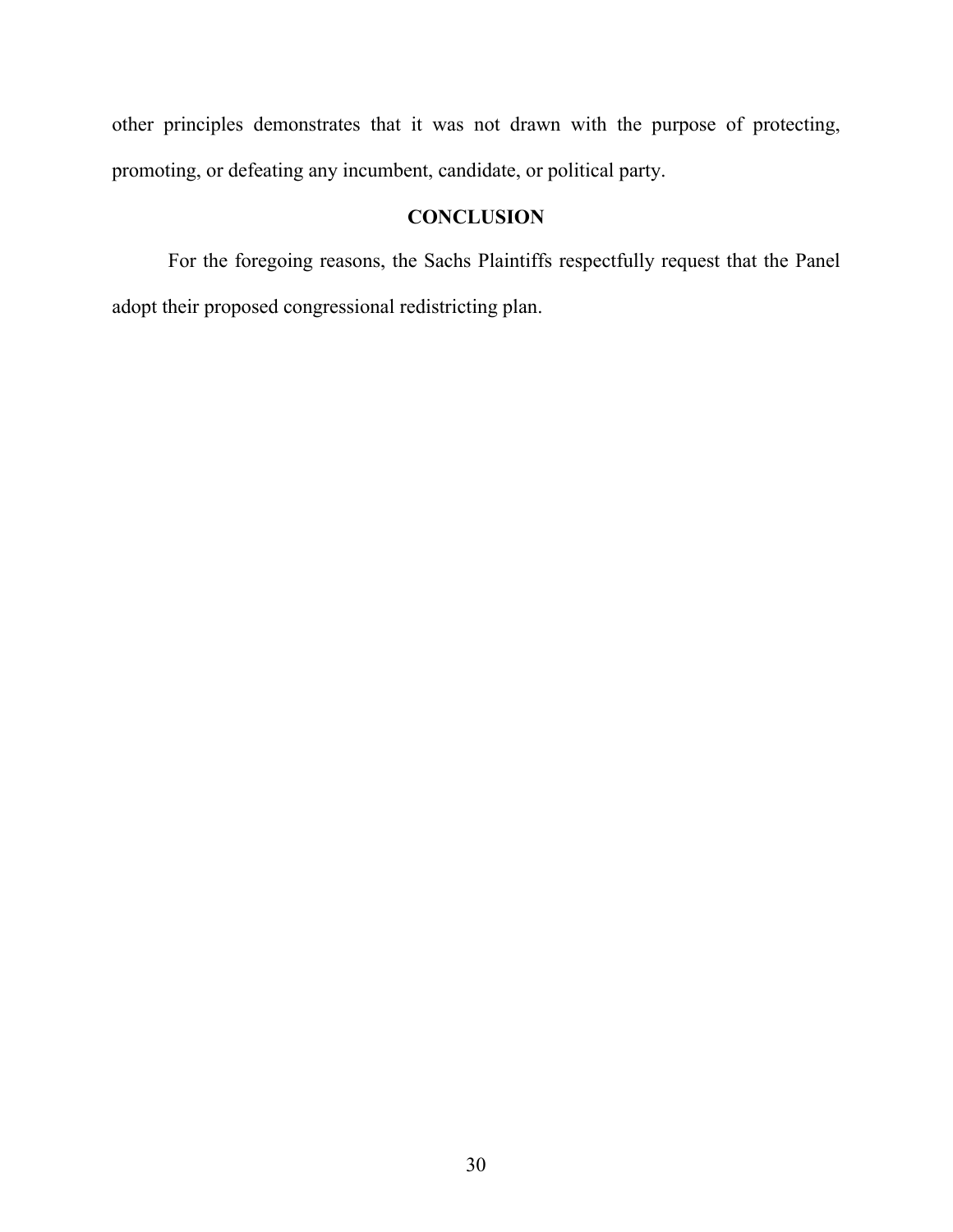other principles demonstrates that it was not drawn with the purpose of protecting, promoting, or defeating any incumbent, candidate, or political party.

## CONCLUSION

For the foregoing reasons, the Sachs Plaintiffs respectfully request that the Panel adopt their proposed congressional redistricting plan.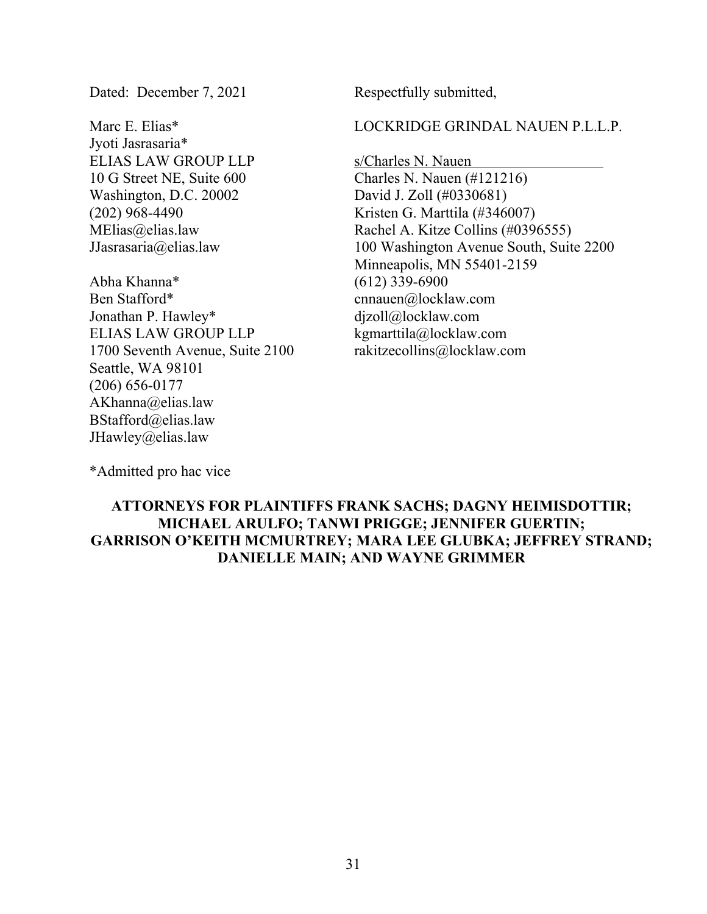Dated: December 7, 2021

Respectfully submitted,

LOCKRIDGE GRINDAL NAUEN P.L.L.P.

s/Charles N. Nauen
Charles N. Nauen (#121216)
David J. Zoll (#0330681)
Kristen G. Marttila (#346007)
Rachel A. Kitze Collins (#0396555)
100 Washington Avenue South, Suite 2200
Minneapolis, MN 55401-2159
(612) 339-6900
cnnauen@locklaw.com
djzoll@locklaw.com
kgmarttila@locklaw.com
rakitzecollins@locklaw.com

Marc E. Elias*
Jyoti Jasrasaria*
ELIAS LAW GROUP LLP
10 G Street NE, Suite 600
Washington, D.C. 20002
(202) 968-4490
MElias@elias.law
JJasrasaria@elias.law

Abha Khanna*
Ben Stafford*
Jonathan P. Hawley*
ELIAS LAW GROUP LLP
1700 Seventh Avenue, Suite 2100
Seattle, WA 98101
(206) 656-0177
AKhanna@elias.law
BStafford@elias.law
JHawley@elias.law

*Admitted pro hac vice

**ATTORNEYS FOR PLAINTIFFS FRANK SACHS; DAGNY HEIMISDOTTIR; MICHAEL ARULFO; TANWI PRIGGE; JENNIFER GUERTIN; GARRISON O'KEITH MCMURTREY; MARA LEE GLUBKA; JEFFREY STRAND; DANIELLE MAIN; AND WAYNE GRIMMER**